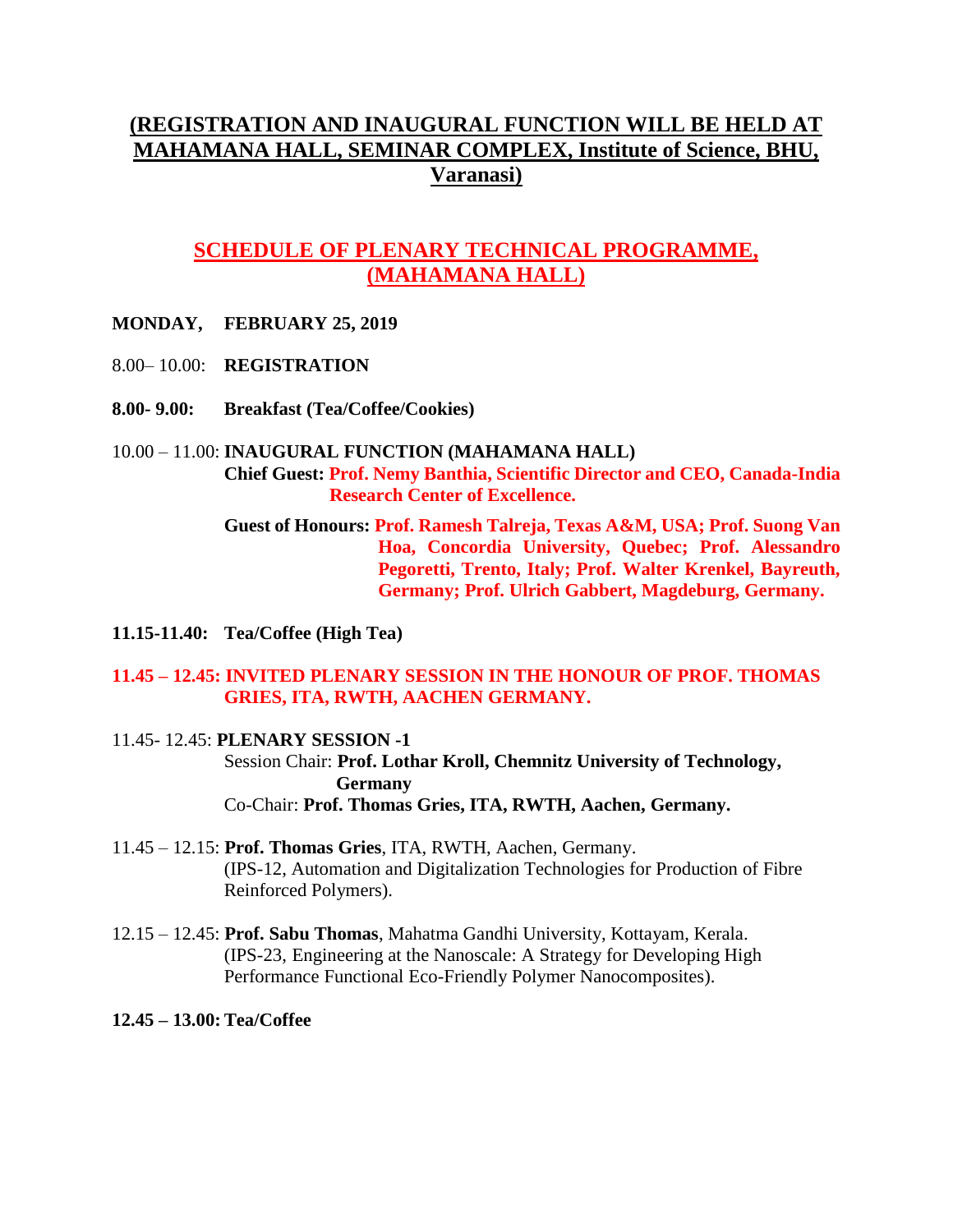## (REGISTRATION AND INAUGURAL FUNCTION WILL BE HELD AT MAHAMANA HALL, SEMINAR COMPLEX, Institute of Science, BHU, Varanasi)

## SCHEDULE OF PLENARY TECHNICAL PROGRAMME, (MAHAMANA HALL)

**MONDAY, FEBRUARY 25, 2019**

8.00– 10.00: **REGISTRATION**

**8.00- 9.00: Breakfast (Tea/Coffee/Cookies)**

10.00 – 11.00: **INAUGURAL FUNCTION (MAHAMANA HALL)**

**Chief Guest: Prof. Nemy Banthia, Scientific Director and CEO, Canada-India Research Center of Excellence.**

**Guest of Honours: Prof. Ramesh Talreja, Texas A&M, USA; Prof. Suong Van Hoa, Concordia University, Quebec; Prof. Alessandro Pegoretti, Trento, Italy; Prof. Walter Krenkel, Bayreuth, Germany; Prof. Ulrich Gabbert, Magdeburg, Germany.**

**11.15-11.40: Tea/Coffee (High Tea)**

**11.45 – 12.45: INVITED PLENARY SESSION IN THE HONOUR OF PROF. THOMAS GRIES, ITA, RWTH, AACHEN GERMANY.**

11.45- 12.45: **PLENARY SESSION -1**

Session Chair: **Prof. Lothar Kroll, Chemnitz University of Technology, Germany**

Co-Chair: **Prof. Thomas Gries, ITA, RWTH, Aachen, Germany.**

11.45 – 12.15: **Prof. Thomas Gries**, ITA, RWTH, Aachen, Germany. (IPS-12, Automation and Digitalization Technologies for Production of Fibre Reinforced Polymers).

12.15 – 12.45: **Prof. Sabu Thomas**, Mahatma Gandhi University, Kottayam, Kerala. (IPS-23, Engineering at the Nanoscale: A Strategy for Developing High Performance Functional Eco-Friendly Polymer Nanocomposites).

**12.45 – 13.00: Tea/Coffee**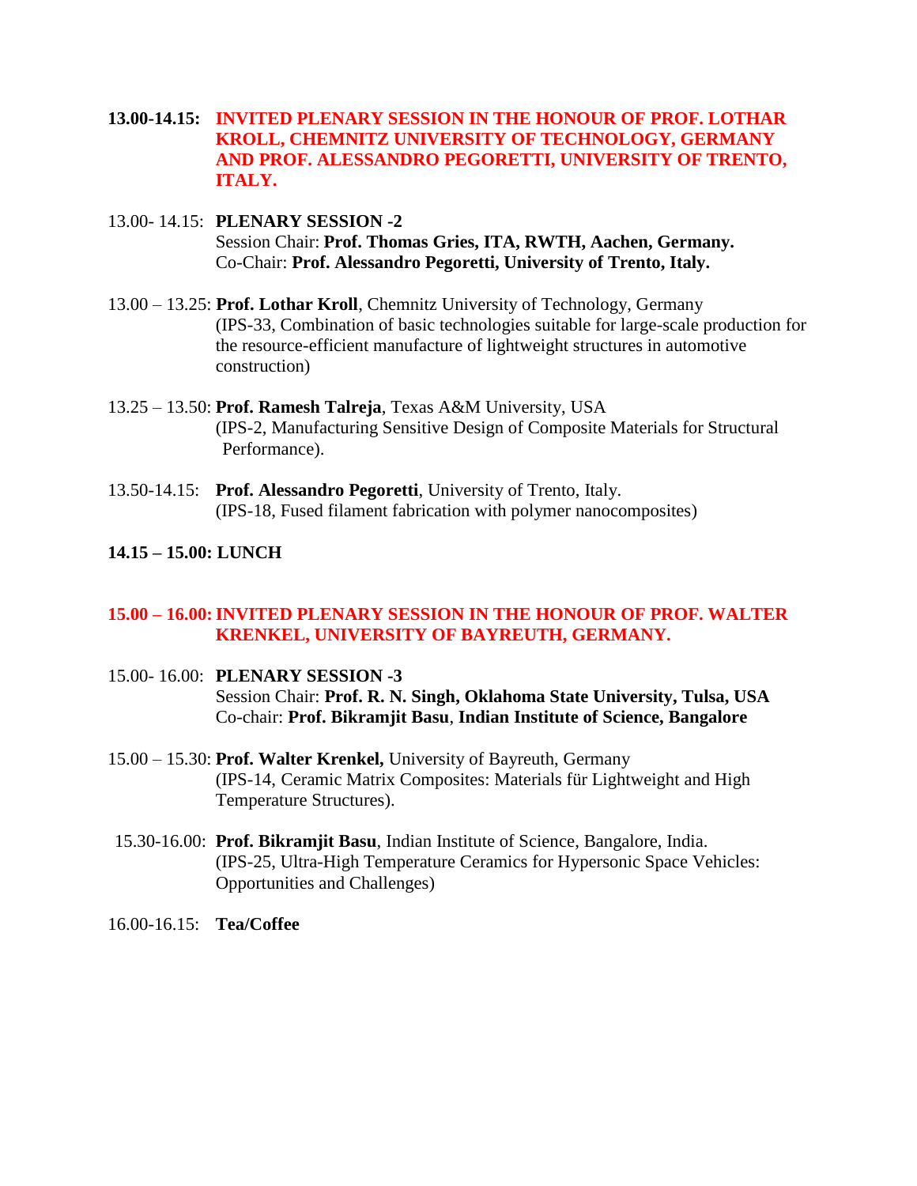**13.00-14.15: INVITED PLENARY SESSION IN THE HONOUR OF PROF. LOTHAR KROLL, CHEMNITZ UNIVERSITY OF TECHNOLOGY, GERMANY AND PROF. ALESSANDRO PEGORETTI, UNIVERSITY OF TRENTO, ITALY.**

13.00- 14.15: **PLENARY SESSION -2**
Session Chair: **Prof. Thomas Gries, ITA, RWTH, Aachen, Germany.**
Co-Chair: **Prof. Alessandro Pegoretti, University of Trento, Italy.**

13.00 – 13.25: **Prof. Lothar Kroll**, Chemnitz University of Technology, Germany
(IPS-33, Combination of basic technologies suitable for large-scale production for the resource-efficient manufacture of lightweight structures in automotive construction)

13.25 – 13.50: **Prof. Ramesh Talreja**, Texas A&M University, USA
(IPS-2, Manufacturing Sensitive Design of Composite Materials for Structural Performance).

13.50-14.15: **Prof. Alessandro Pegoretti**, University of Trento, Italy.
(IPS-18, Fused filament fabrication with polymer nanocomposites)

**14.15 – 15.00: LUNCH**

**15.00 – 16.00: INVITED PLENARY SESSION IN THE HONOUR OF PROF. WALTER KRENKEL, UNIVERSITY OF BAYREUTH, GERMANY.**

15.00- 16.00: **PLENARY SESSION -3**
Session Chair: **Prof. R. N. Singh, Oklahoma State University, Tulsa, USA**
Co-chair: **Prof. Bikramjit Basu**, **Indian Institute of Science, Bangalore**

15.00 – 15.30: **Prof. Walter Krenkel,** University of Bayreuth, Germany
(IPS-14, Ceramic Matrix Composites: Materials für Lightweight and High Temperature Structures).

15.30-16.00: **Prof. Bikramjit Basu**, Indian Institute of Science, Bangalore, India.
(IPS-25, Ultra-High Temperature Ceramics for Hypersonic Space Vehicles: Opportunities and Challenges)

16.00-16.15: **Tea/Coffee**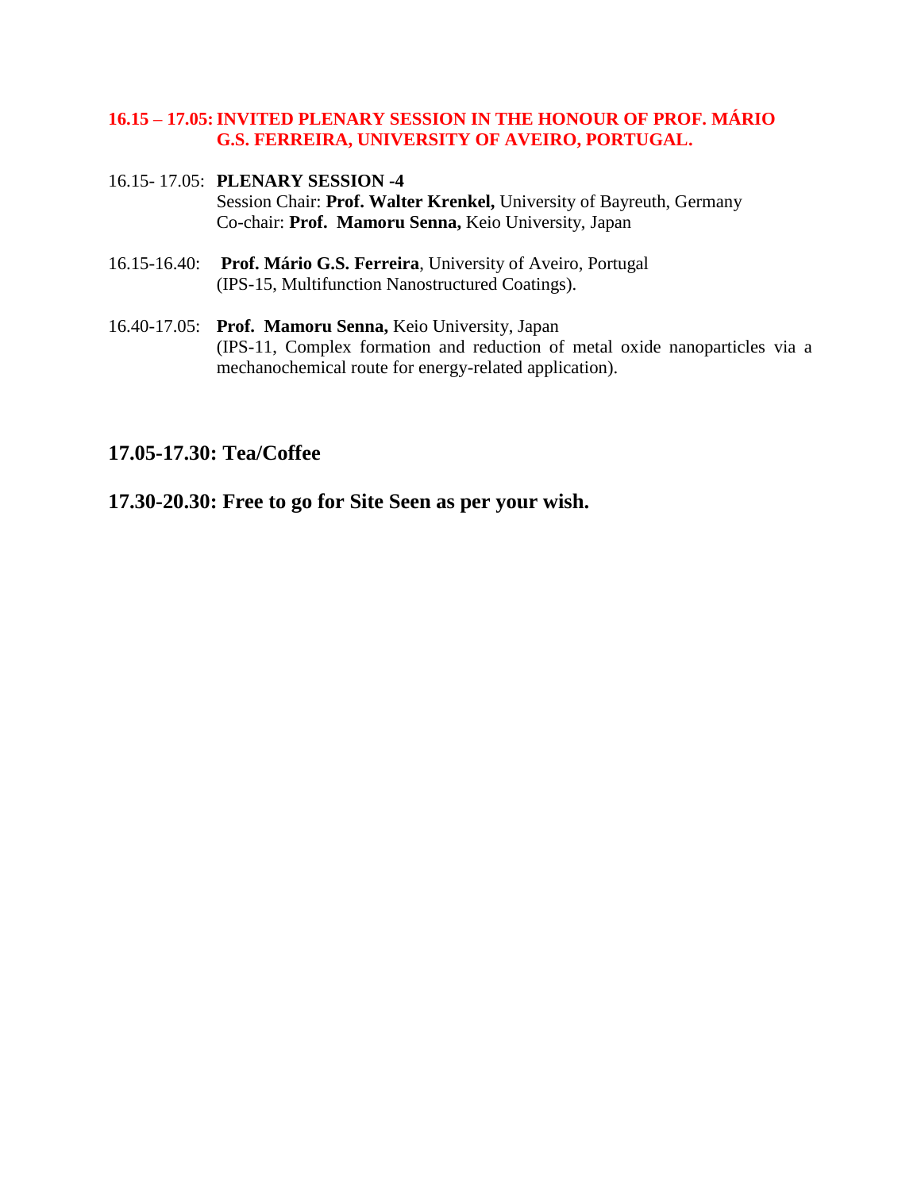**16.15 – 17.05: INVITED PLENARY SESSION IN THE HONOUR OF PROF. MÁRIO G.S. FERREIRA, UNIVERSITY OF AVEIRO, PORTUGAL.**

16.15- 17.05: **PLENARY SESSION -4**
Session Chair: **Prof. Walter Krenkel,** University of Bayreuth, Germany
Co-chair: **Prof. Mamoru Senna,** Keio University, Japan

16.15-16.40: **Prof. Mário G.S. Ferreira**, University of Aveiro, Portugal
(IPS-15, Multifunction Nanostructured Coatings).

16.40-17.05: **Prof. Mamoru Senna,** Keio University, Japan
(IPS-11, Complex formation and reduction of metal oxide nanoparticles via a mechanochemical route for energy-related application).

## 17.05-17.30: Tea/Coffee

## 17.30-20.30: Free to go for Site Seen as per your wish.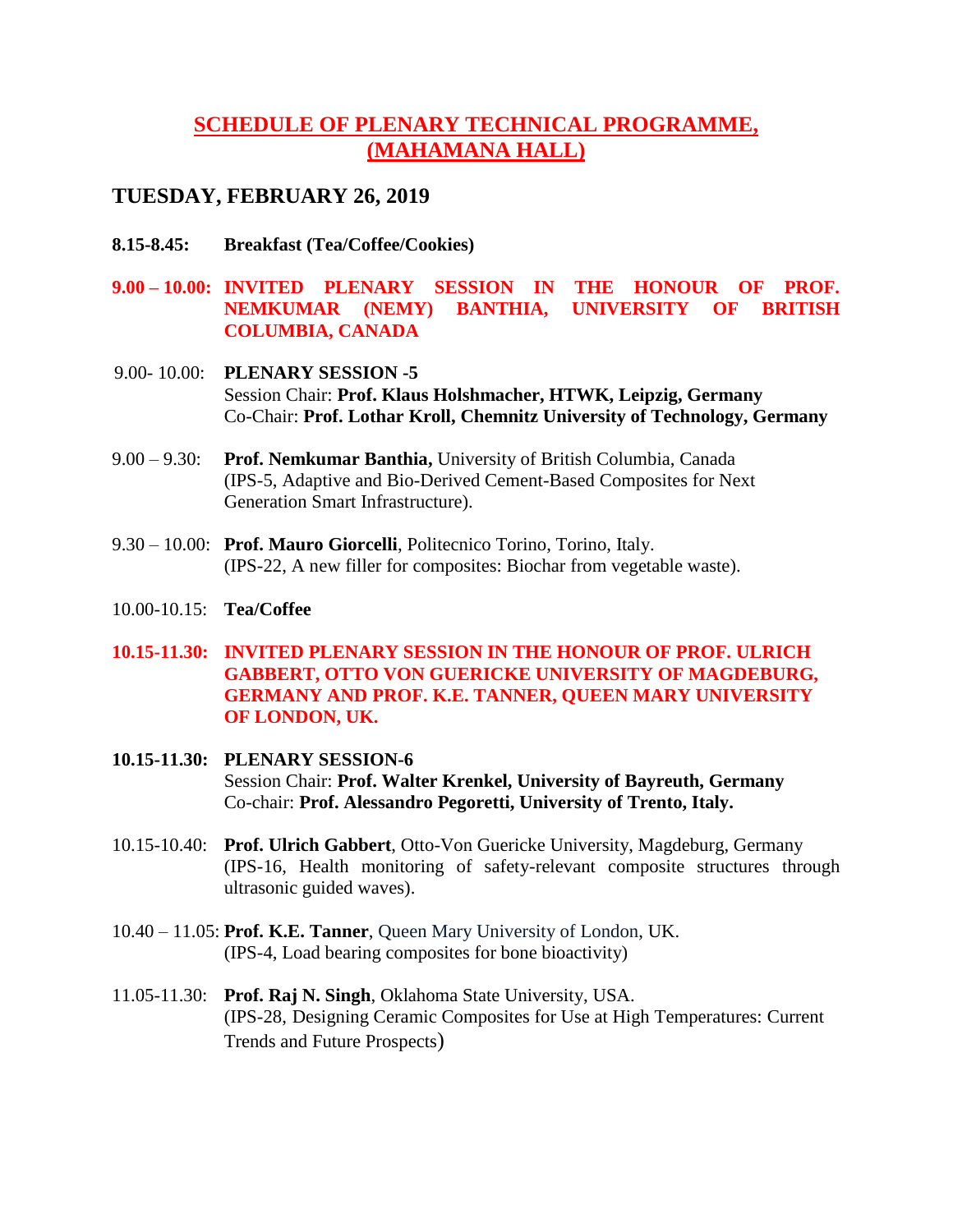# SCHEDULE OF PLENARY TECHNICAL PROGRAMME, (MAHAMANA HALL)

## TUESDAY, FEBRUARY 26, 2019

**8.15-8.45:** **Breakfast (Tea/Coffee/Cookies)**

**9.00 – 10.00: INVITED PLENARY SESSION IN THE HONOUR OF PROF. NEMKUMAR (NEMY) BANTHIA, UNIVERSITY OF BRITISH COLUMBIA, CANADA**

9.00- 10.00: **PLENARY SESSION -5**
Session Chair: **Prof. Klaus Holshmacher, HTWK, Leipzig, Germany**
Co-Chair: **Prof. Lothar Kroll, Chemnitz University of Technology, Germany**

9.00 – 9.30: **Prof. Nemkumar Banthia,** University of British Columbia, Canada
(IPS-5, Adaptive and Bio-Derived Cement-Based Composites for Next Generation Smart Infrastructure).

9.30 – 10.00: **Prof. Mauro Giorcelli**, Politecnico Torino, Torino, Italy.
(IPS-22, A new filler for composites: Biochar from vegetable waste).

10.00-10.15: **Tea/Coffee**

**10.15-11.30: INVITED PLENARY SESSION IN THE HONOUR OF PROF. ULRICH GABBERT, OTTO VON GUERICKE UNIVERSITY OF MAGDEBURG, GERMANY AND PROF. K.E. TANNER, QUEEN MARY UNIVERSITY OF LONDON, UK.**

**10.15-11.30: PLENARY SESSION-6**
Session Chair: **Prof. Walter Krenkel, University of Bayreuth, Germany**
Co-chair: **Prof. Alessandro Pegoretti, University of Trento, Italy.**

10.15-10.40: **Prof. Ulrich Gabbert**, Otto-Von Guericke University, Magdeburg, Germany
(IPS-16, Health monitoring of safety-relevant composite structures through ultrasonic guided waves).

10.40 – 11.05: **Prof. K.E. Tanner**, Queen Mary University of London, UK.
(IPS-4, Load bearing composites for bone bioactivity)

11.05-11.30: **Prof. Raj N. Singh**, Oklahoma State University, USA.
(IPS-28, Designing Ceramic Composites for Use at High Temperatures: Current Trends and Future Prospects)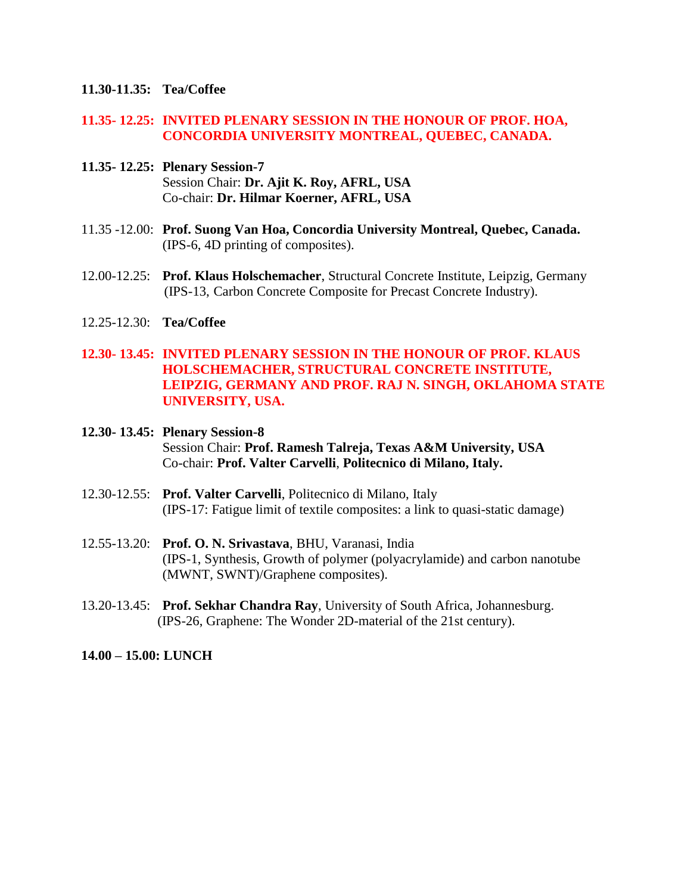**11.30-11.35: Tea/Coffee**

**11.35- 12.25: INVITED PLENARY SESSION IN THE HONOUR OF PROF. HOA, CONCORDIA UNIVERSITY MONTREAL, QUEBEC, CANADA.**

**11.35- 12.25: Plenary Session-7**
Session Chair: **Dr. Ajit K. Roy, AFRL, USA**
Co-chair: **Dr. Hilmar Koerner, AFRL, USA**

11.35 -12.00: **Prof. Suong Van Hoa, Concordia University Montreal, Quebec, Canada.**
(IPS-6, 4D printing of composites).

12.00-12.25: **Prof. Klaus Holschemacher**, Structural Concrete Institute, Leipzig, Germany
(IPS-13, Carbon Concrete Composite for Precast Concrete Industry).

12.25-12.30: **Tea/Coffee**

**12.30- 13.45: INVITED PLENARY SESSION IN THE HONOUR OF PROF. KLAUS HOLSCHEMACHER, STRUCTURAL CONCRETE INSTITUTE, LEIPZIG, GERMANY AND PROF. RAJ N. SINGH, OKLAHOMA STATE UNIVERSITY, USA.**

**12.30- 13.45: Plenary Session-8**
Session Chair: **Prof. Ramesh Talreja, Texas A&M University, USA**
Co-chair: **Prof. Valter Carvelli**, **Politecnico di Milano, Italy.**

12.30-12.55: **Prof. Valter Carvelli**, Politecnico di Milano, Italy
(IPS-17: Fatigue limit of textile composites: a link to quasi-static damage)

12.55-13.20: **Prof. O. N. Srivastava**, BHU, Varanasi, India
(IPS-1, Synthesis, Growth of polymer (polyacrylamide) and carbon nanotube (MWNT, SWNT)/Graphene composites).

13.20-13.45: **Prof. Sekhar Chandra Ray**, University of South Africa, Johannesburg.
(IPS-26, Graphene: The Wonder 2D-material of the 21st century).

**14.00 – 15.00: LUNCH**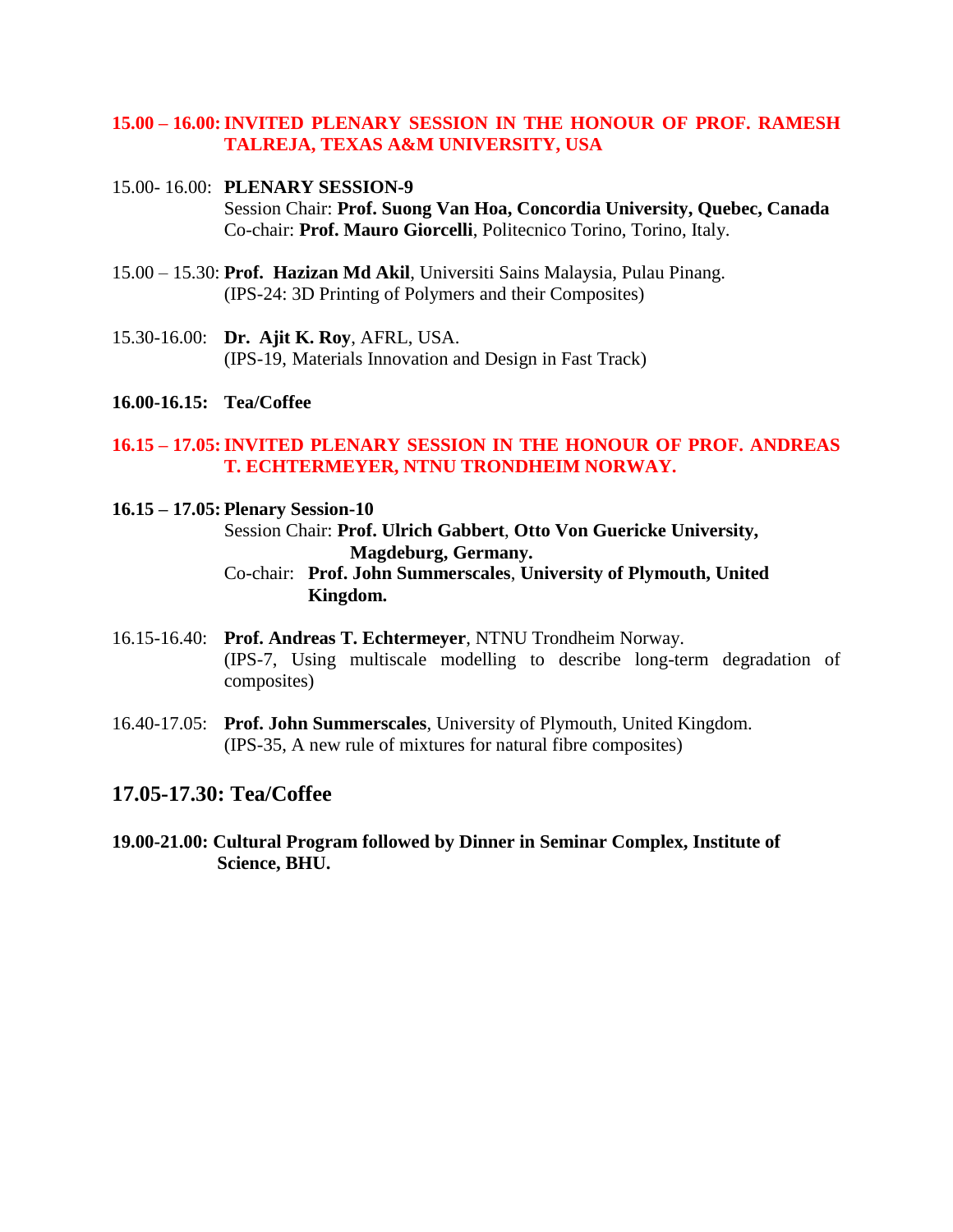**15.00 – 16.00: INVITED PLENARY SESSION IN THE HONOUR OF PROF. RAMESH TALREJA, TEXAS A&M UNIVERSITY, USA**

15.00- 16.00: **PLENARY SESSION-9**
Session Chair: **Prof. Suong Van Hoa, Concordia University, Quebec, Canada**
Co-chair: **Prof. Mauro Giorcelli**, Politecnico Torino, Torino, Italy.

15.00 – 15.30: **Prof. Hazizan Md Akil**, Universiti Sains Malaysia, Pulau Pinang.
(IPS-24: 3D Printing of Polymers and their Composites)

15.30-16.00: **Dr. Ajit K. Roy**, AFRL, USA.
(IPS-19, Materials Innovation and Design in Fast Track)

**16.00-16.15: Tea/Coffee**

**16.15 – 17.05: INVITED PLENARY SESSION IN THE HONOUR OF PROF. ANDREAS T. ECHTERMEYER, NTNU TRONDHEIM NORWAY.**

**16.15 – 17.05: Plenary Session-10**
Session Chair: **Prof. Ulrich Gabbert**, **Otto Von Guericke University, Magdeburg, Germany.**
Co-chair: **Prof. John Summerscales**, **University of Plymouth, United Kingdom.**

16.15-16.40: **Prof. Andreas T. Echtermeyer**, NTNU Trondheim Norway.
(IPS-7, Using multiscale modelling to describe long-term degradation of composites)

16.40-17.05: **Prof. John Summerscales**, University of Plymouth, United Kingdom.
(IPS-35, A new rule of mixtures for natural fibre composites)

## 17.05-17.30: Tea/Coffee

**19.00-21.00: Cultural Program followed by Dinner in Seminar Complex, Institute of Science, BHU.**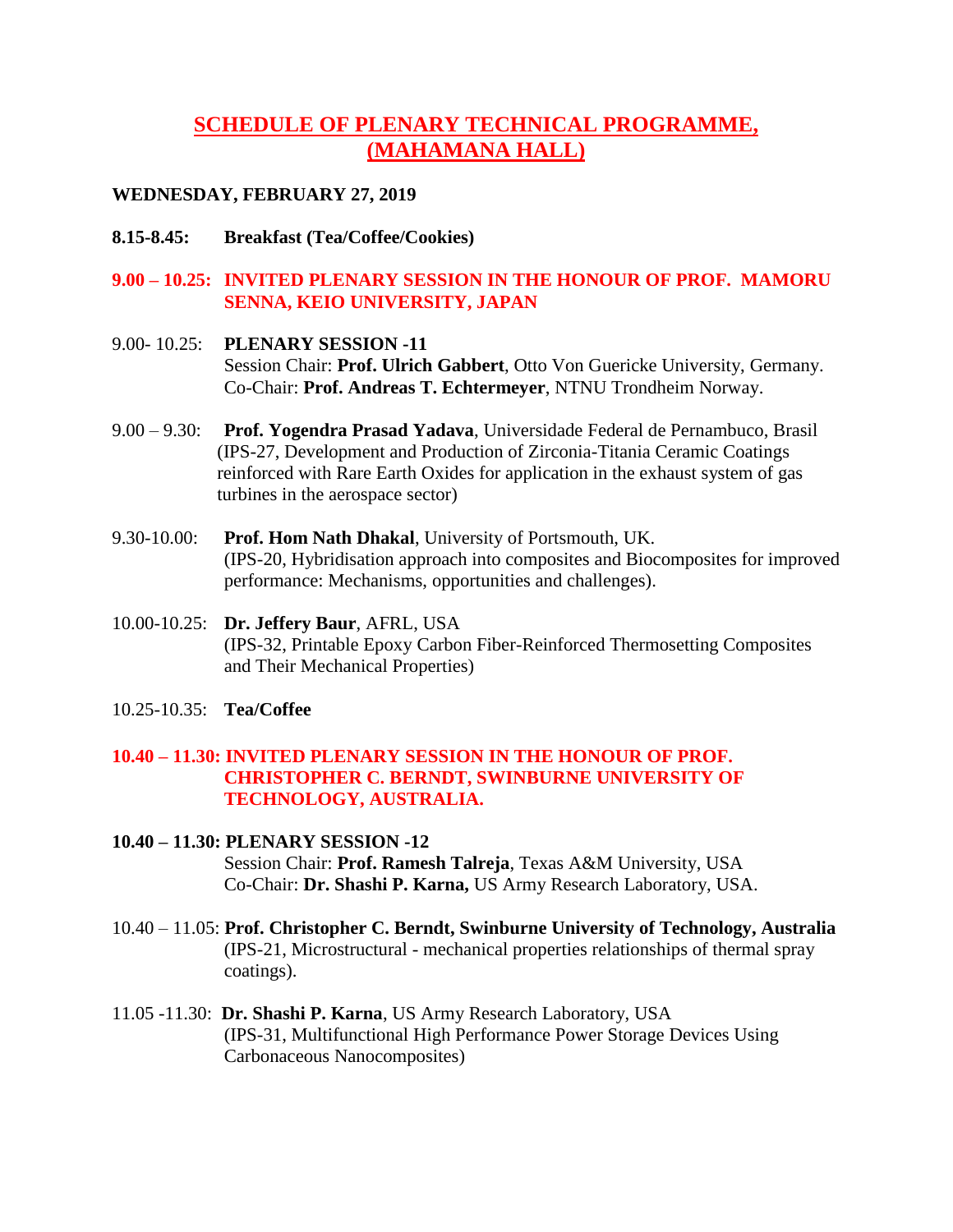# SCHEDULE OF PLENARY TECHNICAL PROGRAMME, (MAHAMANA HALL)

**WEDNESDAY, FEBRUARY 27, 2019**

**8.15-8.45: Breakfast (Tea/Coffee/Cookies)**

**9.00 – 10.25: INVITED PLENARY SESSION IN THE HONOUR OF PROF. MAMORU SENNA, KEIO UNIVERSITY, JAPAN**

9.00- 10.25: **PLENARY SESSION -11**
Session Chair: **Prof. Ulrich Gabbert**, Otto Von Guericke University, Germany.
Co-Chair: **Prof. Andreas T. Echtermeyer**, NTNU Trondheim Norway.

9.00 – 9.30: **Prof. Yogendra Prasad Yadava**, Universidade Federal de Pernambuco, Brasil (IPS-27, Development and Production of Zirconia-Titania Ceramic Coatings reinforced with Rare Earth Oxides for application in the exhaust system of gas turbines in the aerospace sector)

9.30-10.00: **Prof. Hom Nath Dhakal**, University of Portsmouth, UK. (IPS-20, Hybridisation approach into composites and Biocomposites for improved performance: Mechanisms, opportunities and challenges).

10.00-10.25: **Dr. Jeffery Baur**, AFRL, USA (IPS-32, Printable Epoxy Carbon Fiber-Reinforced Thermosetting Composites and Their Mechanical Properties)

10.25-10.35: **Tea/Coffee**

**10.40 – 11.30: INVITED PLENARY SESSION IN THE HONOUR OF PROF. CHRISTOPHER C. BERNDT, SWINBURNE UNIVERSITY OF TECHNOLOGY, AUSTRALIA.**

**10.40 – 11.30: PLENARY SESSION -12**
Session Chair: **Prof. Ramesh Talreja**, Texas A&M University, USA
Co-Chair: **Dr. Shashi P. Karna,** US Army Research Laboratory, USA.

10.40 – 11.05: **Prof. Christopher C. Berndt, Swinburne University of Technology, Australia** (IPS-21, Microstructural - mechanical properties relationships of thermal spray coatings).

11.05 -11.30: **Dr. Shashi P. Karna**, US Army Research Laboratory, USA (IPS-31, Multifunctional High Performance Power Storage Devices Using Carbonaceous Nanocomposites)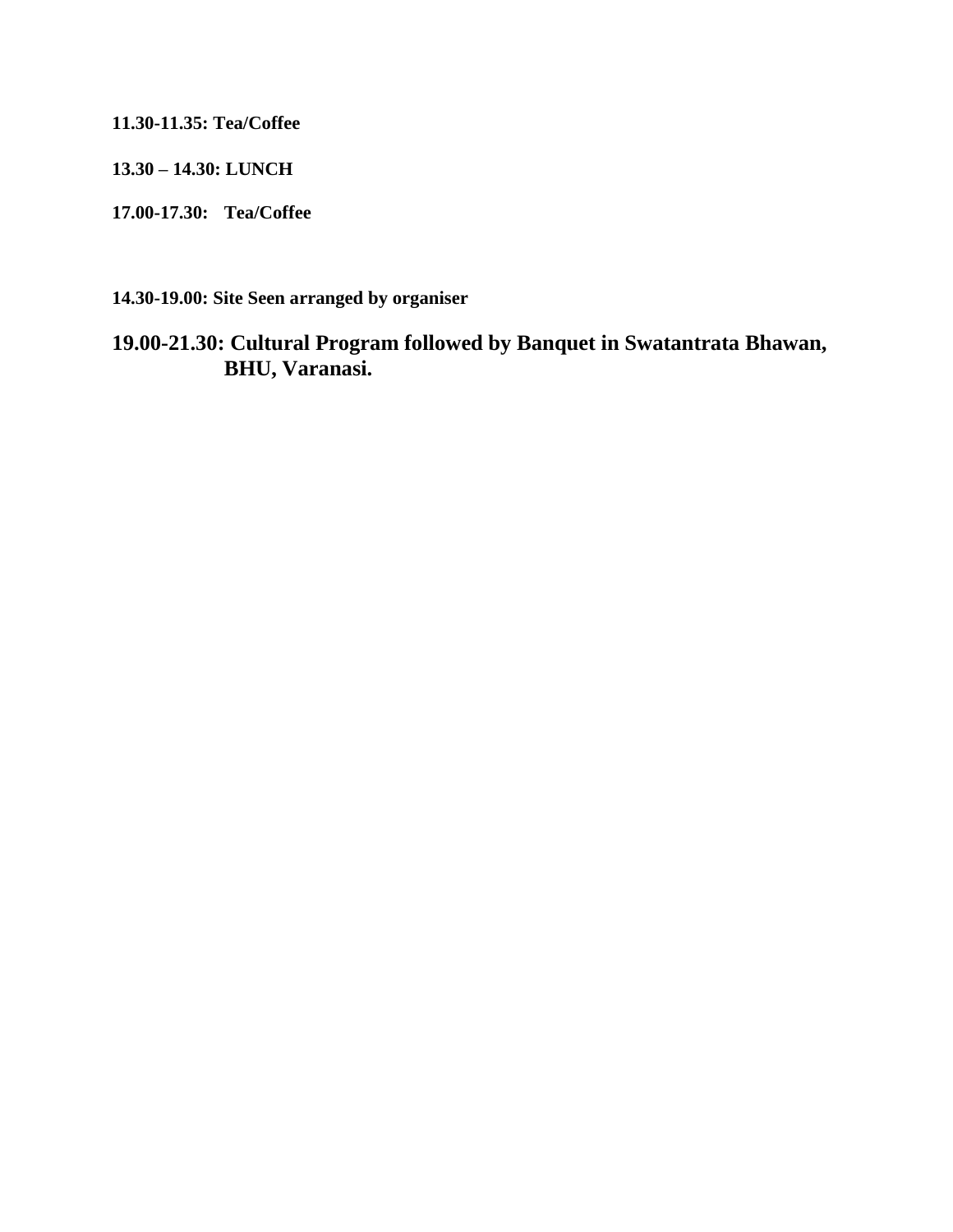**11.30-11.35: Tea/Coffee**

**13.30 – 14.30: LUNCH**

**17.00-17.30: Tea/Coffee**

**14.30-19.00: Site Seen arranged by organiser**

**19.00-21.30: Cultural Program followed by Banquet in Swatantrata Bhawan, BHU, Varanasi.**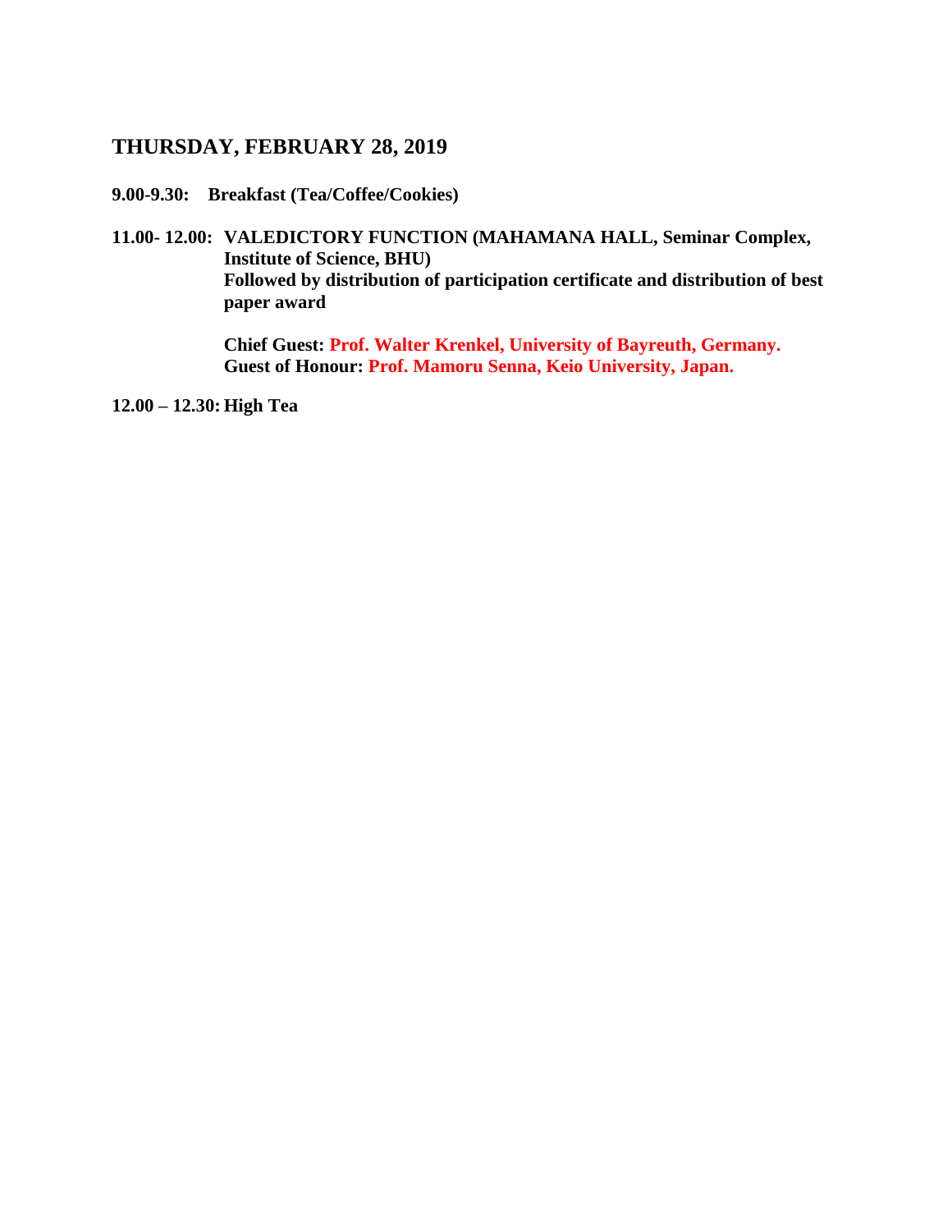## THURSDAY, FEBRUARY 28, 2019

**9.00-9.30: Breakfast (Tea/Coffee/Cookies)**

**11.00- 12.00: VALEDICTORY FUNCTION (MAHAMANA HALL, Seminar Complex, Institute of Science, BHU)**
**Followed by distribution of participation certificate and distribution of best paper award**

**Chief Guest: Prof. Walter Krenkel, University of Bayreuth, Germany.**
**Guest of Honour: Prof. Mamoru Senna, Keio University, Japan.**

**12.00 – 12.30: High Tea**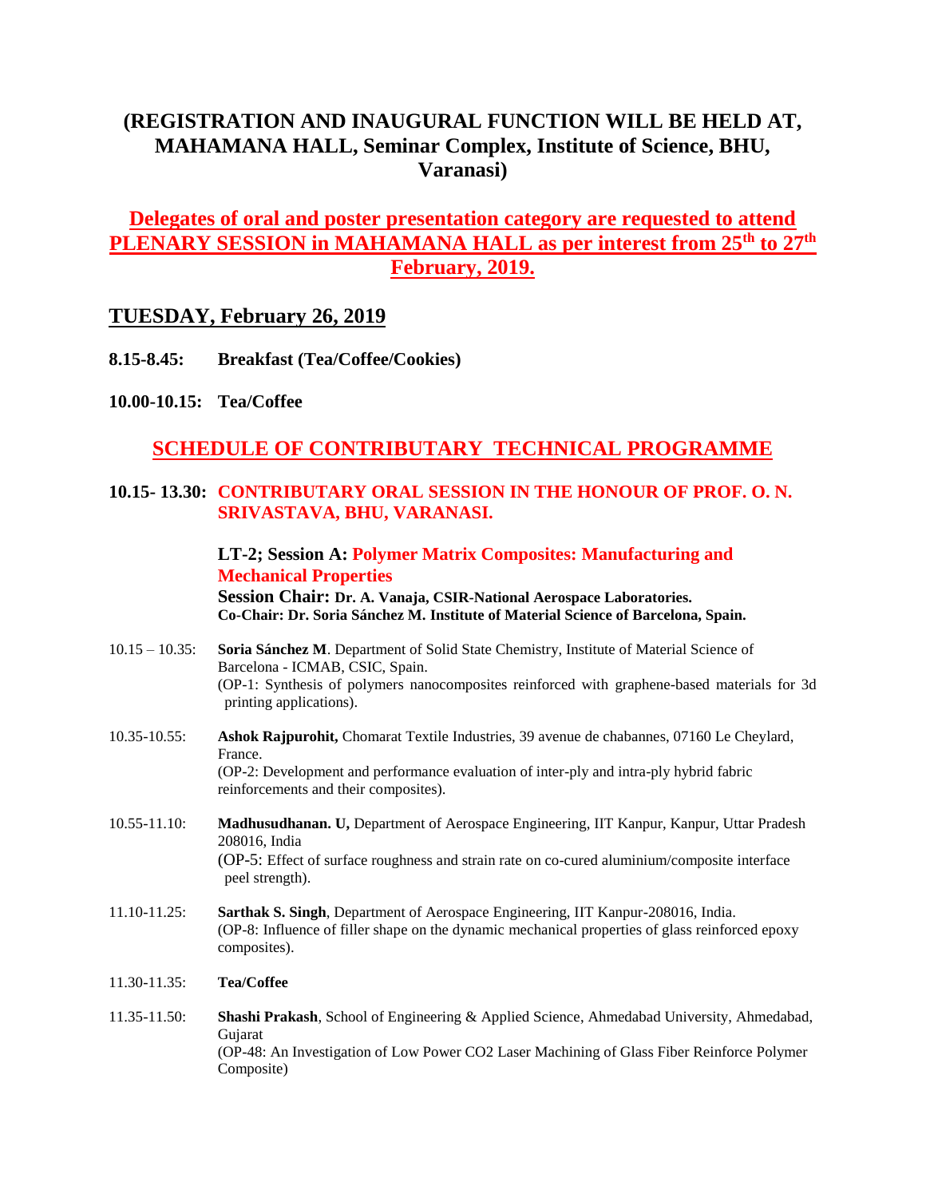**(REGISTRATION AND INAUGURAL FUNCTION WILL BE HELD AT, MAHAMANA HALL, Seminar Complex, Institute of Science, BHU, Varanasi)**

**Delegates of oral and poster presentation category are requested to attend PLENARY SESSION in MAHAMANA HALL as per interest from 25th to 27th February, 2019.**

## TUESDAY, February 26, 2019

**8.15-8.45: Breakfast (Tea/Coffee/Cookies)**

**10.00-10.15: Tea/Coffee**

## SCHEDULE OF CONTRIBUTARY TECHNICAL PROGRAMME

**10.15- 13.30: CONTRIBUTARY ORAL SESSION IN THE HONOUR OF PROF. O. N. SRIVASTAVA, BHU, VARANASI.**

**LT-2; Session A: Polymer Matrix Composites: Manufacturing and Mechanical Properties**
**Session Chair: Dr. A. Vanaja, CSIR-National Aerospace Laboratories.**
**Co-Chair: Dr. Soria Sánchez M. Institute of Material Science of Barcelona, Spain.**

10.15 – 10.35: **Soria Sánchez M**. Department of Solid State Chemistry, Institute of Material Science of Barcelona - ICMAB, CSIC, Spain.
(OP-1: Synthesis of polymers nanocomposites reinforced with graphene-based materials for 3d printing applications).

10.35-10.55: **Ashok Rajpurohit,** Chomarat Textile Industries, 39 avenue de chabannes, 07160 Le Cheylard, France.
(OP-2: Development and performance evaluation of inter-ply and intra-ply hybrid fabric reinforcements and their composites).

10.55-11.10: **Madhusudhanan. U,** Department of Aerospace Engineering, IIT Kanpur, Kanpur, Uttar Pradesh 208016, India
(OP-5: Effect of surface roughness and strain rate on co-cured aluminium/composite interface peel strength).

11.10-11.25: **Sarthak S. Singh**, Department of Aerospace Engineering, IIT Kanpur-208016, India.
(OP-8: Influence of filler shape on the dynamic mechanical properties of glass reinforced epoxy composites).

11.30-11.35: **Tea/Coffee**

11.35-11.50: **Shashi Prakash**, School of Engineering & Applied Science, Ahmedabad University, Ahmedabad, Gujarat
(OP-48: An Investigation of Low Power CO2 Laser Machining of Glass Fiber Reinforce Polymer Composite)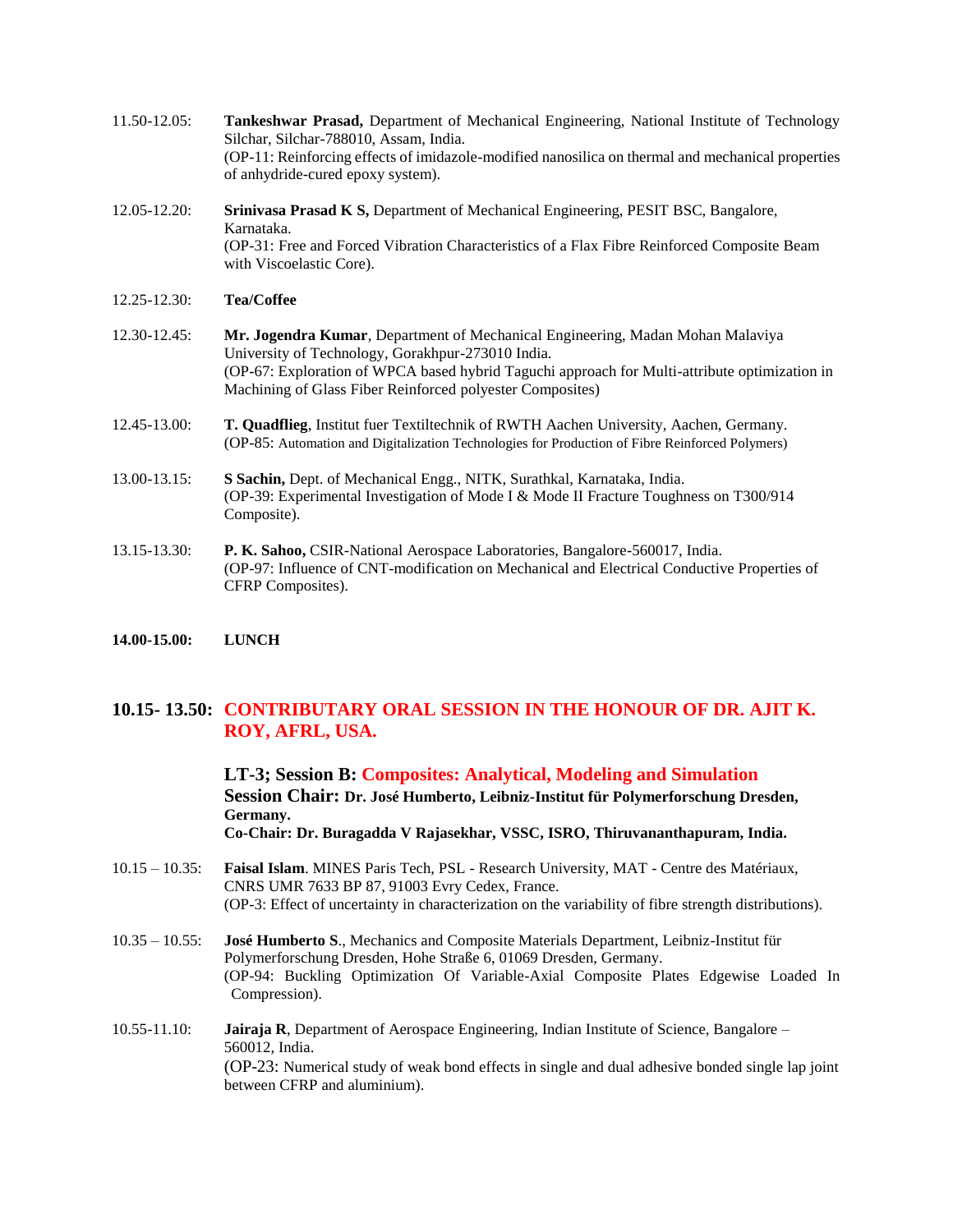11.50-12.05: **Tankeshwar Prasad,** Department of Mechanical Engineering, National Institute of Technology Silchar, Silchar-788010, Assam, India.
(OP-11: Reinforcing effects of imidazole-modified nanosilica on thermal and mechanical properties of anhydride-cured epoxy system).

12.05-12.20: **Srinivasa Prasad K S,** Department of Mechanical Engineering, PESIT BSC, Bangalore, Karnataka.
(OP-31: Free and Forced Vibration Characteristics of a Flax Fibre Reinforced Composite Beam with Viscoelastic Core).

12.25-12.30: **Tea/Coffee**

12.30-12.45: **Mr. Jogendra Kumar**, Department of Mechanical Engineering, Madan Mohan Malaviya University of Technology, Gorakhpur-273010 India.
(OP-67: Exploration of WPCA based hybrid Taguchi approach for Multi-attribute optimization in Machining of Glass Fiber Reinforced polyester Composites)

12.45-13.00: **T. Quadflieg**, Institut fuer Textiltechnik of RWTH Aachen University, Aachen, Germany.
(OP-85: Automation and Digitalization Technologies for Production of Fibre Reinforced Polymers)

13.00-13.15: **S Sachin,** Dept. of Mechanical Engg., NITK, Surathkal, Karnataka, India.
(OP-39: Experimental Investigation of Mode I & Mode II Fracture Toughness on T300/914 Composite).

13.15-13.30: **P. K. Sahoo,** CSIR-National Aerospace Laboratories, Bangalore-560017, India.
(OP-97: Influence of CNT-modification on Mechanical and Electrical Conductive Properties of CFRP Composites).

**14.00-15.00: LUNCH**

## 10.15- 13.50: CONTRIBUTARY ORAL SESSION IN THE HONOUR OF DR. AJIT K. ROY, AFRL, USA.

### LT-3; Session B: Composites: Analytical, Modeling and Simulation

**Session Chair: Dr. José Humberto, Leibniz-Institut für Polymerforschung Dresden, Germany.**
**Co-Chair: Dr. Buragadda V Rajasekhar, VSSC, ISRO, Thiruvananthapuram, India.**

10.15 – 10.35: **Faisal Islam**. MINES Paris Tech, PSL - Research University, MAT - Centre des Matériaux, CNRS UMR 7633 BP 87, 91003 Evry Cedex, France.
(OP-3: Effect of uncertainty in characterization on the variability of fibre strength distributions).

10.35 – 10.55: **José Humberto S**., Mechanics and Composite Materials Department, Leibniz-Institut für Polymerforschung Dresden, Hohe Straße 6, 01069 Dresden, Germany.
(OP-94: Buckling Optimization Of Variable-Axial Composite Plates Edgewise Loaded In Compression).

10.55-11.10: **Jairaja R**, Department of Aerospace Engineering, Indian Institute of Science, Bangalore – 560012, India.
(OP-23: Numerical study of weak bond effects in single and dual adhesive bonded single lap joint between CFRP and aluminium).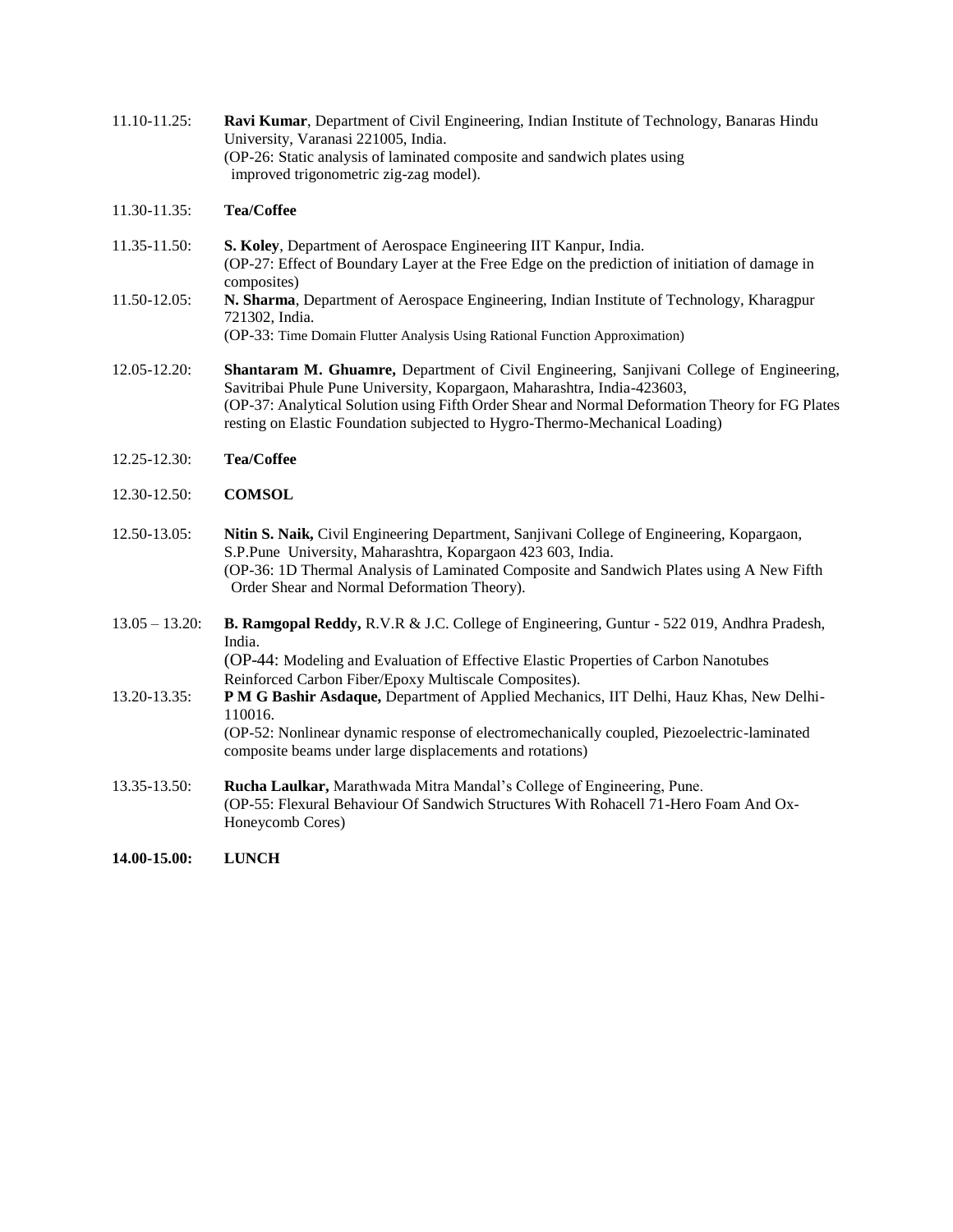11.10-11.25: **Ravi Kumar**, Department of Civil Engineering, Indian Institute of Technology, Banaras Hindu University, Varanasi 221005, India.
(OP-26: Static analysis of laminated composite and sandwich plates using improved trigonometric zig-zag model).

11.30-11.35: **Tea/Coffee**

11.35-11.50: **S. Koley**, Department of Aerospace Engineering IIT Kanpur, India.
(OP-27: Effect of Boundary Layer at the Free Edge on the prediction of initiation of damage in composites)

11.50-12.05: **N. Sharma**, Department of Aerospace Engineering, Indian Institute of Technology, Kharagpur 721302, India.
(OP-33: Time Domain Flutter Analysis Using Rational Function Approximation)

12.05-12.20: **Shantaram M. Ghuamre,** Department of Civil Engineering, Sanjivani College of Engineering, Savitribai Phule Pune University, Kopargaon, Maharashtra, India-423603,
(OP-37: Analytical Solution using Fifth Order Shear and Normal Deformation Theory for FG Plates resting on Elastic Foundation subjected to Hygro-Thermo-Mechanical Loading)

12.25-12.30: **Tea/Coffee**

12.30-12.50: **COMSOL**

12.50-13.05: **Nitin S. Naik,** Civil Engineering Department, Sanjivani College of Engineering, Kopargaon, S.P.Pune University, Maharashtra, Kopargaon 423 603, India.
(OP-36: 1D Thermal Analysis of Laminated Composite and Sandwich Plates using A New Fifth Order Shear and Normal Deformation Theory).

13.05 – 13.20: **B. Ramgopal Reddy,** R.V.R & J.C. College of Engineering, Guntur - 522 019, Andhra Pradesh, India.
(OP-44: Modeling and Evaluation of Effective Elastic Properties of Carbon Nanotubes Reinforced Carbon Fiber/Epoxy Multiscale Composites).

13.20-13.35: **P M G Bashir Asdaque,** Department of Applied Mechanics, IIT Delhi, Hauz Khas, New Delhi-110016.
(OP-52: Nonlinear dynamic response of electromechanically coupled, Piezoelectric-laminated composite beams under large displacements and rotations)

13.35-13.50: **Rucha Laulkar,** Marathwada Mitra Mandal's College of Engineering, Pune.
(OP-55: Flexural Behaviour Of Sandwich Structures With Rohacell 71-Hero Foam And Ox-Honeycomb Cores)

**14.00-15.00: LUNCH**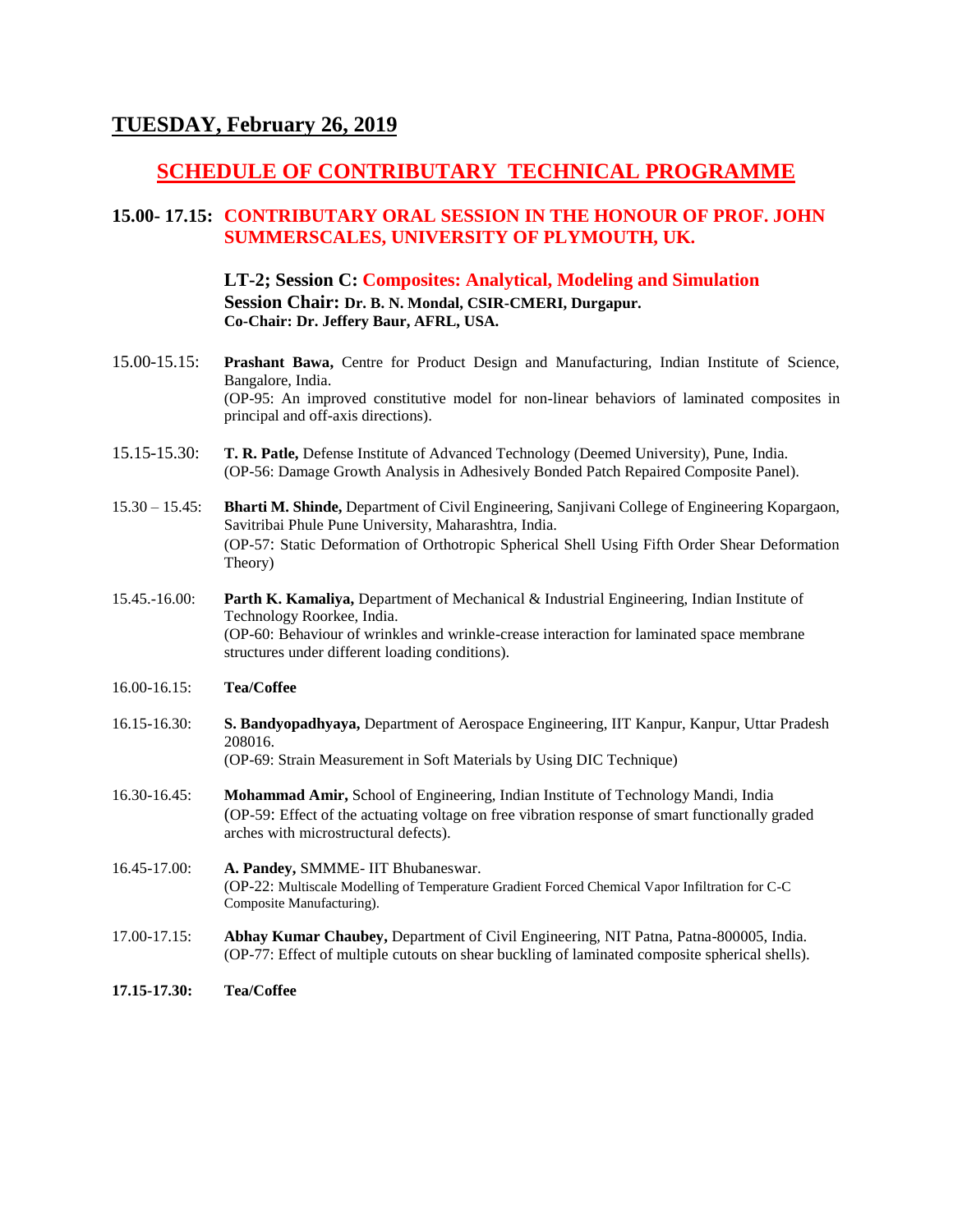## TUESDAY, February 26, 2019

## SCHEDULE OF CONTRIBUTARY TECHNICAL PROGRAMME

### 15.00- 17.15: CONTRIBUTARY ORAL SESSION IN THE HONOUR OF PROF. JOHN SUMMERSCALES, UNIVERSITY OF PLYMOUTH, UK.

**LT-2; Session C: Composites: Analytical, Modeling and Simulation**
**Session Chair: Dr. B. N. Mondal, CSIR-CMERI, Durgapur.**
**Co-Chair: Dr. Jeffery Baur, AFRL, USA.**

15.00-15.15: **Prashant Bawa,** Centre for Product Design and Manufacturing, Indian Institute of Science, Bangalore, India.
(OP-95: An improved constitutive model for non-linear behaviors of laminated composites in principal and off-axis directions).

15.15-15.30: **T. R. Patle,** Defense Institute of Advanced Technology (Deemed University), Pune, India.
(OP-56: Damage Growth Analysis in Adhesively Bonded Patch Repaired Composite Panel).

15.30 – 15.45: **Bharti M. Shinde,** Department of Civil Engineering, Sanjivani College of Engineering Kopargaon, Savitribai Phule Pune University, Maharashtra, India.
(OP-57: Static Deformation of Orthotropic Spherical Shell Using Fifth Order Shear Deformation Theory)

15.45.-16.00: **Parth K. Kamaliya,** Department of Mechanical & Industrial Engineering, Indian Institute of Technology Roorkee, India.
(OP-60: Behaviour of wrinkles and wrinkle-crease interaction for laminated space membrane structures under different loading conditions).

16.00-16.15: **Tea/Coffee**

16.15-16.30: **S. Bandyopadhyaya,** Department of Aerospace Engineering, IIT Kanpur, Kanpur, Uttar Pradesh 208016.
(OP-69: Strain Measurement in Soft Materials by Using DIC Technique)

16.30-16.45: **Mohammad Amir,** School of Engineering, Indian Institute of Technology Mandi, India
(OP-59: Effect of the actuating voltage on free vibration response of smart functionally graded arches with microstructural defects).

16.45-17.00: **A. Pandey,** SMMME- IIT Bhubaneswar.
(OP-22: Multiscale Modelling of Temperature Gradient Forced Chemical Vapor Infiltration for C-C Composite Manufacturing).

17.00-17.15: **Abhay Kumar Chaubey,** Department of Civil Engineering, NIT Patna, Patna-800005, India.
(OP-77: Effect of multiple cutouts on shear buckling of laminated composite spherical shells).

**17.15-17.30: Tea/Coffee**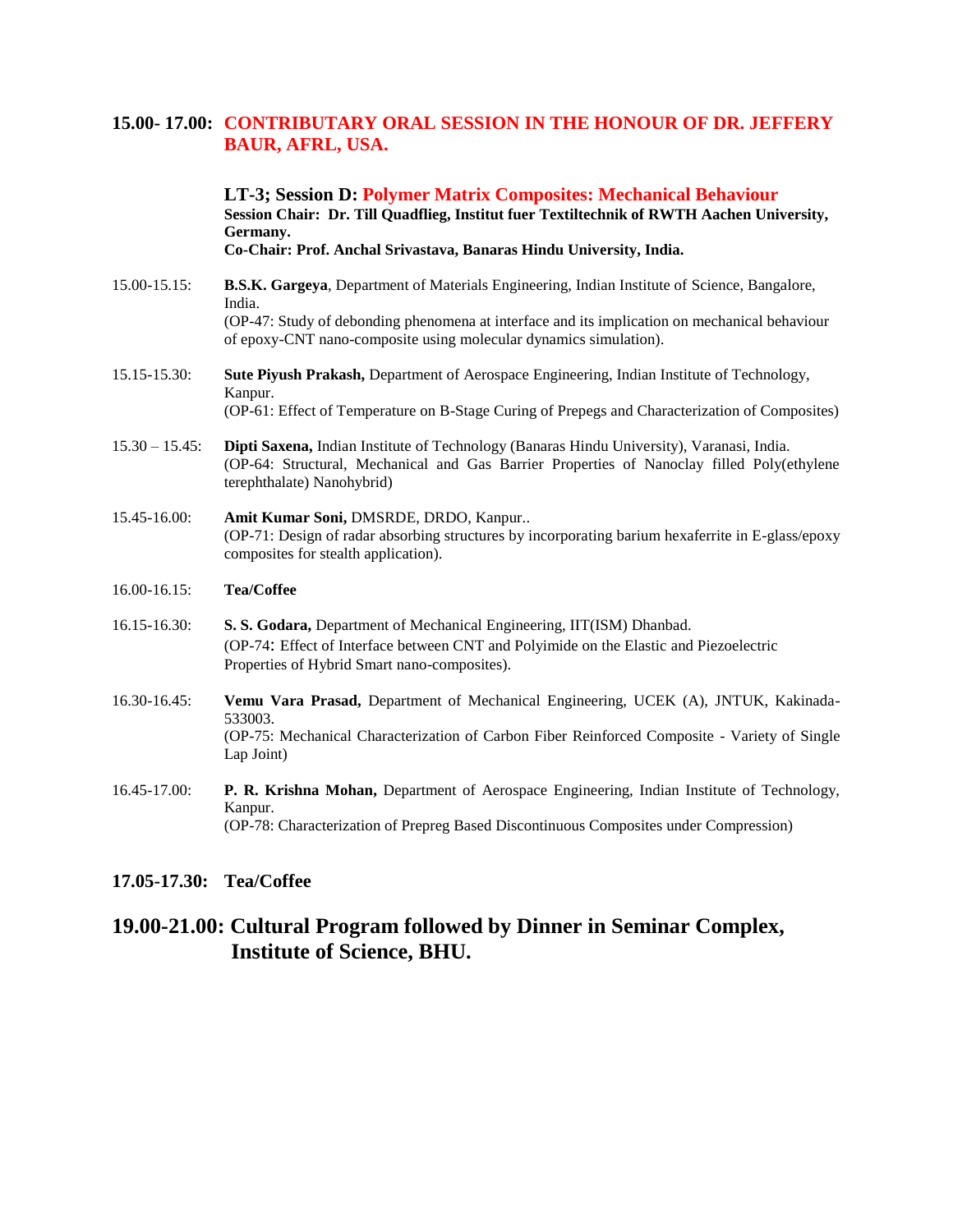**15.00- 17.00: CONTRIBUTARY ORAL SESSION IN THE HONOUR OF DR. JEFFERY BAUR, AFRL, USA.**

**LT-3; Session D: Polymer Matrix Composites: Mechanical Behaviour**

**Session Chair: Dr. Till Quadflieg, Institut fuer Textiltechnik of RWTH Aachen University, Germany.**

**Co-Chair: Prof. Anchal Srivastava, Banaras Hindu University, India.**

15.00-15.15: **B.S.K. Gargeya**, Department of Materials Engineering, Indian Institute of Science, Bangalore, India.
(OP-47: Study of debonding phenomena at interface and its implication on mechanical behaviour of epoxy-CNT nano-composite using molecular dynamics simulation).

15.15-15.30: **Sute Piyush Prakash,** Department of Aerospace Engineering, Indian Institute of Technology, Kanpur.
(OP-61: Effect of Temperature on B-Stage Curing of Prepegs and Characterization of Composites)

15.30 – 15.45: **Dipti Saxena,** Indian Institute of Technology (Banaras Hindu University), Varanasi, India.
(OP-64: Structural, Mechanical and Gas Barrier Properties of Nanoclay filled Poly(ethylene terephthalate) Nanohybrid)

15.45-16.00: **Amit Kumar Soni,** DMSRDE, DRDO, Kanpur..
(OP-71: Design of radar absorbing structures by incorporating barium hexaferrite in E-glass/epoxy composites for stealth application).

16.00-16.15: **Tea/Coffee**

16.15-16.30: **S. S. Godara,** Department of Mechanical Engineering, IIT(ISM) Dhanbad.
(OP-74: Effect of Interface between CNT and Polyimide on the Elastic and Piezoelectric Properties of Hybrid Smart nano-composites).

16.30-16.45: **Vemu Vara Prasad,** Department of Mechanical Engineering, UCEK (A), JNTUK, Kakinada-533003.
(OP-75: Mechanical Characterization of Carbon Fiber Reinforced Composite - Variety of Single Lap Joint)

16.45-17.00: **P. R. Krishna Mohan,** Department of Aerospace Engineering, Indian Institute of Technology, Kanpur.
(OP-78: Characterization of Prepreg Based Discontinuous Composites under Compression)

**17.05-17.30: Tea/Coffee**

## 19.00-21.00: Cultural Program followed by Dinner in Seminar Complex, Institute of Science, BHU.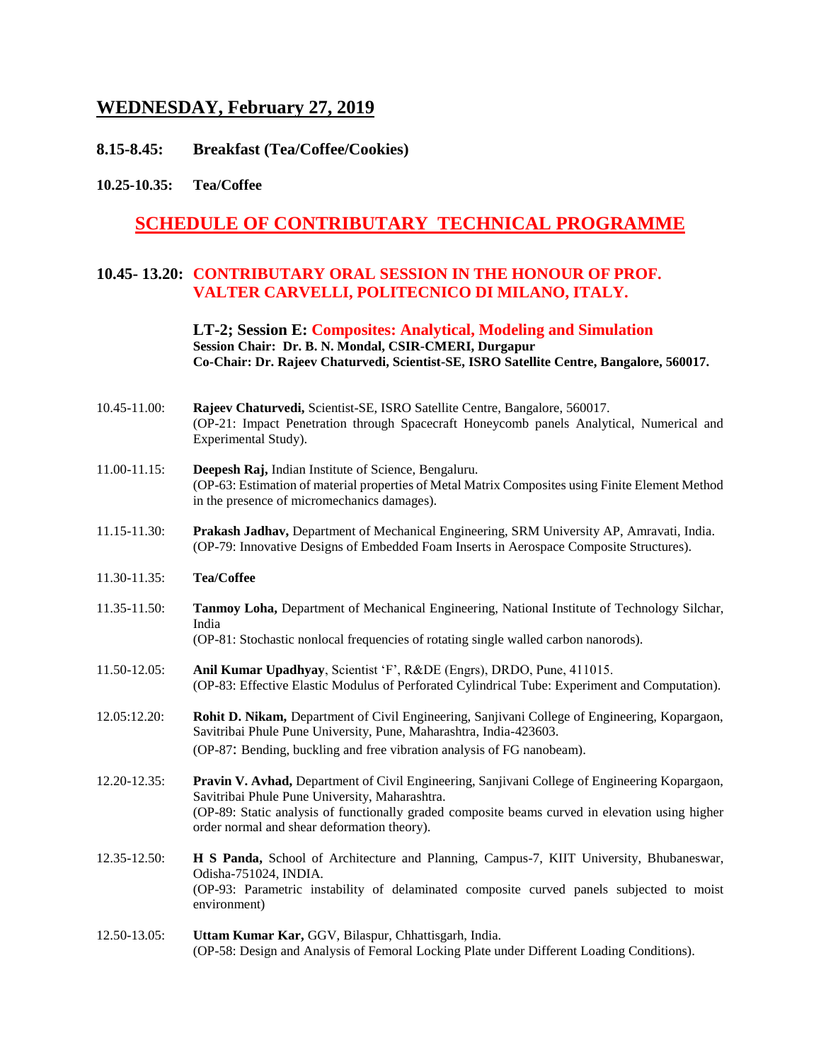## WEDNESDAY, February 27, 2019

**8.15-8.45: Breakfast (Tea/Coffee/Cookies)**

**10.25-10.35: Tea/Coffee**

## SCHEDULE OF CONTRIBUTARY TECHNICAL PROGRAMME

### 10.45- 13.20: CONTRIBUTARY ORAL SESSION IN THE HONOUR OF PROF. VALTER CARVELLI, POLITECNICO DI MILANO, ITALY.

**LT-2; Session E: Composites: Analytical, Modeling and Simulation**
**Session Chair: Dr. B. N. Mondal, CSIR-CMERI, Durgapur**
**Co-Chair: Dr. Rajeev Chaturvedi, Scientist-SE, ISRO Satellite Centre, Bangalore, 560017.**

10.45-11.00: **Rajeev Chaturvedi,** Scientist-SE, ISRO Satellite Centre, Bangalore, 560017.
(OP-21: Impact Penetration through Spacecraft Honeycomb panels Analytical, Numerical and Experimental Study).

11.00-11.15: **Deepesh Raj,** Indian Institute of Science, Bengaluru.
(OP-63: Estimation of material properties of Metal Matrix Composites using Finite Element Method in the presence of micromechanics damages).

11.15-11.30: **Prakash Jadhav,** Department of Mechanical Engineering, SRM University AP, Amravati, India.
(OP-79: Innovative Designs of Embedded Foam Inserts in Aerospace Composite Structures).

11.30-11.35: **Tea/Coffee**

11.35-11.50: **Tanmoy Loha,** Department of Mechanical Engineering, National Institute of Technology Silchar, India
(OP-81: Stochastic nonlocal frequencies of rotating single walled carbon nanorods).

11.50-12.05: **Anil Kumar Upadhyay**, Scientist 'F', R&DE (Engrs), DRDO, Pune, 411015.
(OP-83: Effective Elastic Modulus of Perforated Cylindrical Tube: Experiment and Computation).

12.05:12.20: **Rohit D. Nikam,** Department of Civil Engineering, Sanjivani College of Engineering, Kopargaon, Savitribai Phule Pune University, Pune, Maharashtra, India-423603.
(OP-87: Bending, buckling and free vibration analysis of FG nanobeam).

12.20-12.35: **Pravin V. Avhad,** Department of Civil Engineering, Sanjivani College of Engineering Kopargaon, Savitribai Phule Pune University, Maharashtra.
(OP-89: Static analysis of functionally graded composite beams curved in elevation using higher order normal and shear deformation theory).

12.35-12.50: **H S Panda,** School of Architecture and Planning, Campus-7, KIIT University, Bhubaneswar, Odisha-751024, INDIA.
(OP-93: Parametric instability of delaminated composite curved panels subjected to moist environment)

12.50-13.05: **Uttam Kumar Kar,** GGV, Bilaspur, Chhattisgarh, India.
(OP-58: Design and Analysis of Femoral Locking Plate under Different Loading Conditions).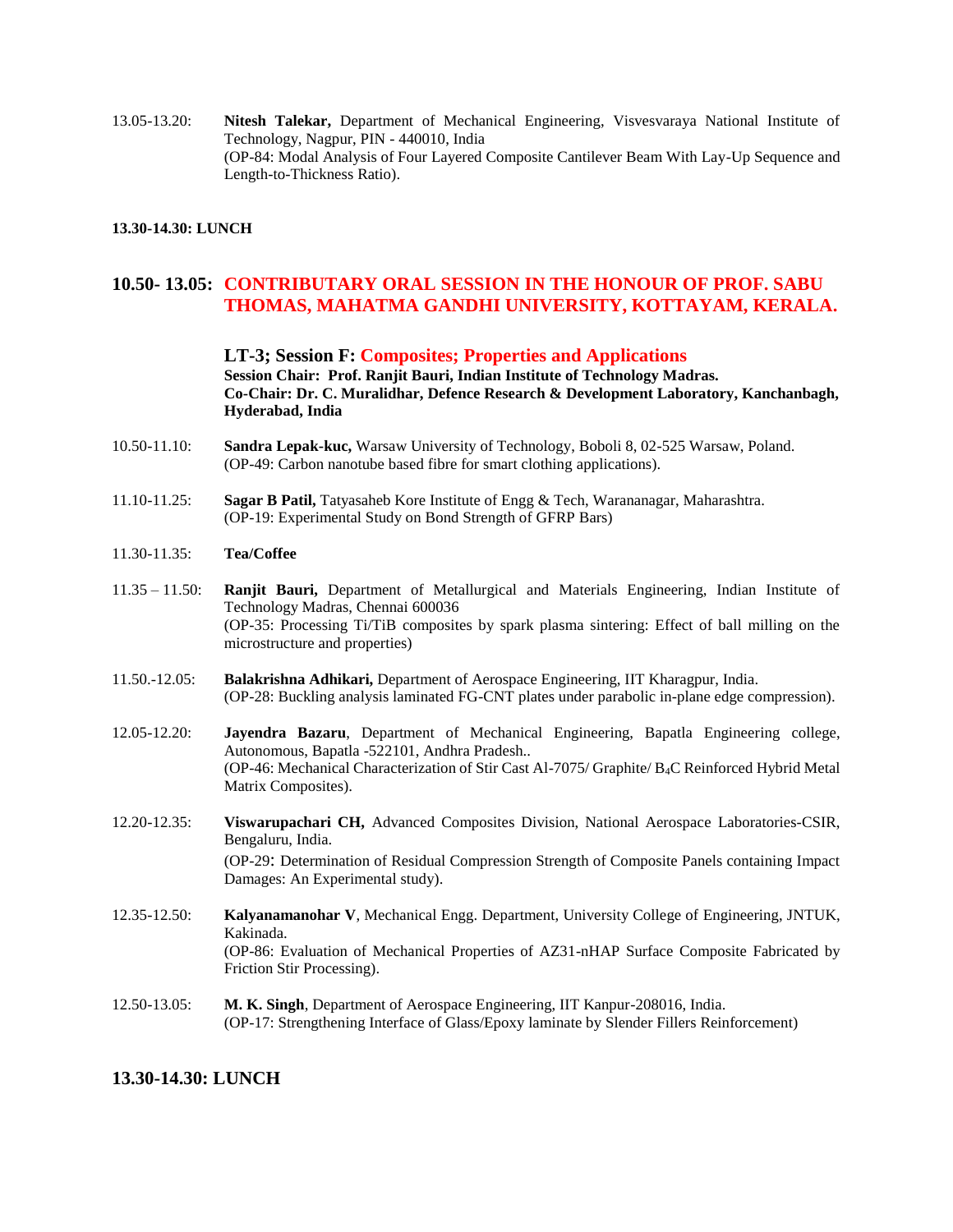13.05-13.20: **Nitesh Talekar,** Department of Mechanical Engineering, Visvesvaraya National Institute of Technology, Nagpur, PIN - 440010, India
(OP-84: Modal Analysis of Four Layered Composite Cantilever Beam With Lay-Up Sequence and Length-to-Thickness Ratio).

**13.30-14.30: LUNCH**

## 10.50- 13.05: CONTRIBUTARY ORAL SESSION IN THE HONOUR OF PROF. SABU THOMAS, MAHATMA GANDHI UNIVERSITY, KOTTAYAM, KERALA.

### LT-3; Session F: Composites; Properties and Applications

**Session Chair: Prof. Ranjit Bauri, Indian Institute of Technology Madras.**
**Co-Chair: Dr. C. Muralidhar, Defence Research & Development Laboratory, Kanchanbagh, Hyderabad, India**

10.50-11.10: **Sandra Lepak-kuc,** Warsaw University of Technology, Boboli 8, 02-525 Warsaw, Poland.
(OP-49: Carbon nanotube based fibre for smart clothing applications).

11.10-11.25: **Sagar B Patil,** Tatyasaheb Kore Institute of Engg & Tech, Warananagar, Maharashtra.
(OP-19: Experimental Study on Bond Strength of GFRP Bars)

11.30-11.35: **Tea/Coffee**

11.35 – 11.50: **Ranjit Bauri,** Department of Metallurgical and Materials Engineering, Indian Institute of Technology Madras, Chennai 600036
(OP-35: Processing Ti/TiB composites by spark plasma sintering: Effect of ball milling on the microstructure and properties)

11.50.-12.05: **Balakrishna Adhikari,** Department of Aerospace Engineering, IIT Kharagpur, India.
(OP-28: Buckling analysis laminated FG-CNT plates under parabolic in-plane edge compression).

12.05-12.20: **Jayendra Bazaru**, Department of Mechanical Engineering, Bapatla Engineering college, Autonomous, Bapatla -522101, Andhra Pradesh..
(OP-46: Mechanical Characterization of Stir Cast Al-7075/ Graphite/ $B_4C$ Reinforced Hybrid Metal Matrix Composites).

12.20-12.35: **Viswarupachari CH,** Advanced Composites Division, National Aerospace Laboratories-CSIR, Bengaluru, India.
(OP-29: Determination of Residual Compression Strength of Composite Panels containing Impact Damages: An Experimental study).

12.35-12.50: **Kalyanamanohar V**, Mechanical Engg. Department, University College of Engineering, JNTUK, Kakinada.
(OP-86: Evaluation of Mechanical Properties of AZ31-nHAP Surface Composite Fabricated by Friction Stir Processing).

12.50-13.05: **M. K. Singh**, Department of Aerospace Engineering, IIT Kanpur-208016, India.
(OP-17: Strengthening Interface of Glass/Epoxy laminate by Slender Fillers Reinforcement)

## 13.30-14.30: LUNCH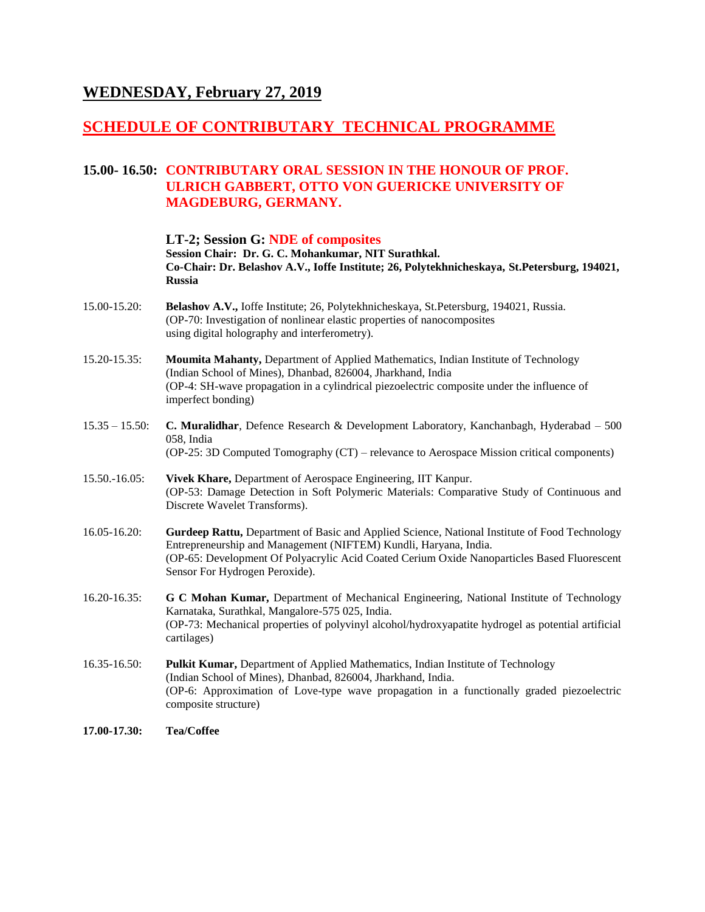## WEDNESDAY, February 27, 2019

## SCHEDULE OF CONTRIBUTARY TECHNICAL PROGRAMME

### 15.00- 16.50: CONTRIBUTARY ORAL SESSION IN THE HONOUR OF PROF. ULRICH GABBERT, OTTO VON GUERICKE UNIVERSITY OF MAGDEBURG, GERMANY.

**LT-2; Session G: NDE of composites**

**Session Chair: Dr. G. C. Mohankumar, NIT Surathkal.**
**Co-Chair: Dr. Belashov A.V., Ioffe Institute; 26, Polytekhnicheskaya, St.Petersburg, 194021, Russia**

15.00-15.20: **Belashov A.V.,** Ioffe Institute; 26, Polytekhnicheskaya, St.Petersburg, 194021, Russia. (OP-70: Investigation of nonlinear elastic properties of nanocomposites using digital holography and interferometry).

15.20-15.35: **Moumita Mahanty,** Department of Applied Mathematics, Indian Institute of Technology (Indian School of Mines), Dhanbad, 826004, Jharkhand, India (OP-4: SH-wave propagation in a cylindrical piezoelectric composite under the influence of imperfect bonding)

15.35 – 15.50: **C. Muralidhar**, Defence Research & Development Laboratory, Kanchanbagh, Hyderabad – 500 058, India (OP-25: 3D Computed Tomography (CT) – relevance to Aerospace Mission critical components)

15.50.-16.05: **Vivek Khare,** Department of Aerospace Engineering, IIT Kanpur. (OP-53: Damage Detection in Soft Polymeric Materials: Comparative Study of Continuous and Discrete Wavelet Transforms).

16.05-16.20: **Gurdeep Rattu,** Department of Basic and Applied Science, National Institute of Food Technology Entrepreneurship and Management (NIFTEM) Kundli, Haryana, India. (OP-65: Development Of Polyacrylic Acid Coated Cerium Oxide Nanoparticles Based Fluorescent Sensor For Hydrogen Peroxide).

16.20-16.35: **G C Mohan Kumar,** Department of Mechanical Engineering, National Institute of Technology Karnataka, Surathkal, Mangalore-575 025, India. (OP-73: Mechanical properties of polyvinyl alcohol/hydroxyapatite hydrogel as potential artificial cartilages)

16.35-16.50: **Pulkit Kumar,** Department of Applied Mathematics, Indian Institute of Technology (Indian School of Mines), Dhanbad, 826004, Jharkhand, India. (OP-6: Approximation of Love-type wave propagation in a functionally graded piezoelectric composite structure)

**17.00-17.30: Tea/Coffee**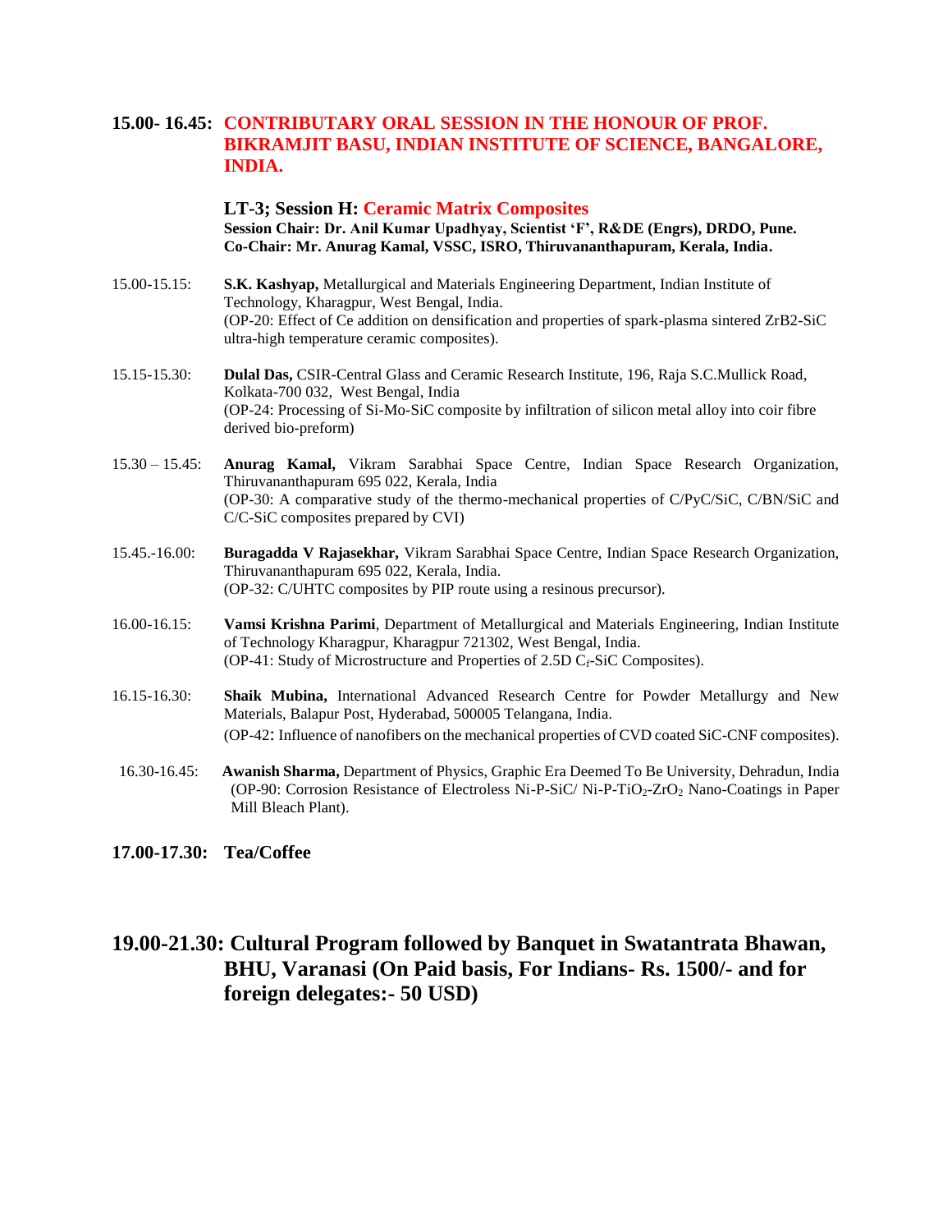**15.00- 16.45: CONTRIBUTARY ORAL SESSION IN THE HONOUR OF PROF. BIKRAMJIT BASU, INDIAN INSTITUTE OF SCIENCE, BANGALORE, INDIA.**

**LT-3; Session H: Ceramic Matrix Composites**

**Session Chair: Dr. Anil Kumar Upadhyay, Scientist 'F', R&DE (Engrs), DRDO, Pune.**
**Co-Chair: Mr. Anurag Kamal, VSSC, ISRO, Thiruvananthapuram, Kerala, India.**

15.00-15.15: **S.K. Kashyap,** Metallurgical and Materials Engineering Department, Indian Institute of Technology, Kharagpur, West Bengal, India.
(OP-20: Effect of Ce addition on densification and properties of spark-plasma sintered ZrB2-SiC ultra-high temperature ceramic composites).

15.15-15.30: **Dulal Das,** CSIR-Central Glass and Ceramic Research Institute, 196, Raja S.C.Mullick Road, Kolkata-700 032, West Bengal, India
(OP-24: Processing of Si-Mo-SiC composite by infiltration of silicon metal alloy into coir fibre derived bio-preform)

15.30 – 15.45: **Anurag Kamal,** Vikram Sarabhai Space Centre, Indian Space Research Organization, Thiruvananthapuram 695 022, Kerala, India
(OP-30: A comparative study of the thermo-mechanical properties of C/PyC/SiC, C/BN/SiC and C/C-SiC composites prepared by CVI)

15.45.-16.00: **Buragadda V Rajasekhar,** Vikram Sarabhai Space Centre, Indian Space Research Organization, Thiruvananthapuram 695 022, Kerala, India.
(OP-32: C/UHTC composites by PIP route using a resinous precursor).

16.00-16.15: **Vamsi Krishna Parimi**, Department of Metallurgical and Materials Engineering, Indian Institute of Technology Kharagpur, Kharagpur 721302, West Bengal, India.
(OP-41: Study of Microstructure and Properties of 2.5D $C_f$-SiC Composites).

16.15-16.30: **Shaik Mubina,** International Advanced Research Centre for Powder Metallurgy and New Materials, Balapur Post, Hyderabad, 500005 Telangana, India.
(OP-42: Influence of nanofibers on the mechanical properties of CVD coated SiC-CNF composites).

16.30-16.45: **Awanish Sharma,** Department of Physics, Graphic Era Deemed To Be University, Dehradun, India
(OP-90: Corrosion Resistance of Electroless Ni-P-SiC/ Ni-P-$TiO_2$-$ZrO_2$ Nano-Coatings in Paper Mill Bleach Plant).

**17.00-17.30: Tea/Coffee**

## 19.00-21.30: Cultural Program followed by Banquet in Swatantrata Bhawan, BHU, Varanasi (On Paid basis, For Indians- Rs. 1500/- and for foreign delegates:- 50 USD)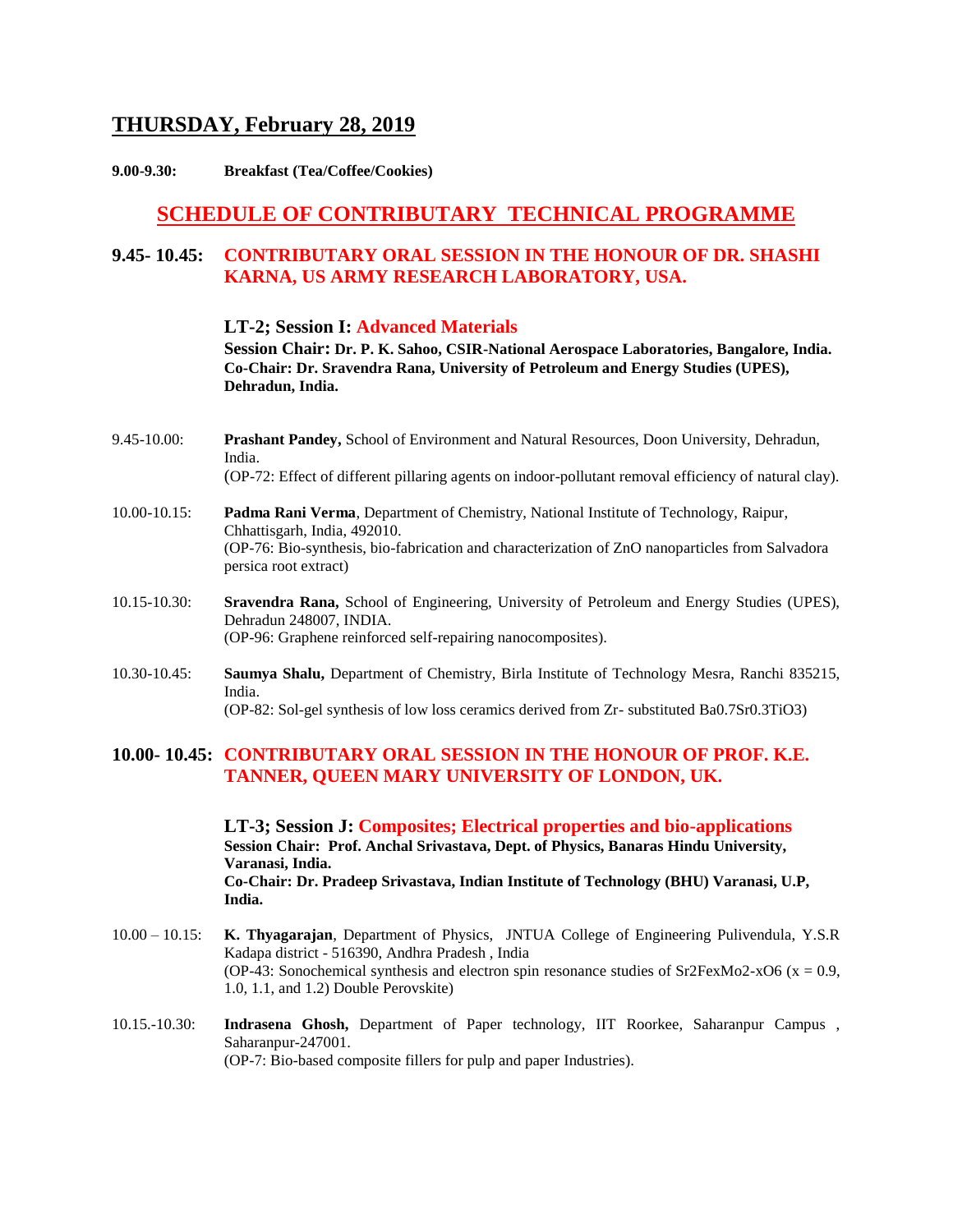## THURSDAY, February 28, 2019

**9.00-9.30:** **Breakfast (Tea/Coffee/Cookies)**

## SCHEDULE OF CONTRIBUTARY TECHNICAL PROGRAMME

### 9.45- 10.45: CONTRIBUTARY ORAL SESSION IN THE HONOUR OF DR. SHASHI KARNA, US ARMY RESEARCH LABORATORY, USA.

**LT-2; Session I: Advanced Materials**

**Session Chair: Dr. P. K. Sahoo, CSIR-National Aerospace Laboratories, Bangalore, India.**
**Co-Chair: Dr. Sravendra Rana, University of Petroleum and Energy Studies (UPES), Dehradun, India.**

9.45-10.00: **Prashant Pandey,** School of Environment and Natural Resources, Doon University, Dehradun, India.
(OP-72: Effect of different pillaring agents on indoor-pollutant removal efficiency of natural clay).

10.00-10.15: **Padma Rani Verma**, Department of Chemistry, National Institute of Technology, Raipur, Chhattisgarh, India, 492010.
(OP-76: Bio-synthesis, bio-fabrication and characterization of ZnO nanoparticles from Salvadora persica root extract)

10.15-10.30: **Sravendra Rana,** School of Engineering, University of Petroleum and Energy Studies (UPES), Dehradun 248007, INDIA.
(OP-96: Graphene reinforced self-repairing nanocomposites).

10.30-10.45: **Saumya Shalu,** Department of Chemistry, Birla Institute of Technology Mesra, Ranchi 835215, India.
(OP-82: Sol-gel synthesis of low loss ceramics derived from Zr- substituted $Ba_{0.7}Sr_{0.3}TiO_3$)

### 10.00- 10.45: CONTRIBUTARY ORAL SESSION IN THE HONOUR OF PROF. K.E. TANNER, QUEEN MARY UNIVERSITY OF LONDON, UK.

**LT-3; Session J: Composites; Electrical properties and bio-applications**

**Session Chair: Prof. Anchal Srivastava, Dept. of Physics, Banaras Hindu University, Varanasi, India.**
**Co-Chair: Dr. Pradeep Srivastava, Indian Institute of Technology (BHU) Varanasi, U.P, India.**

10.00 – 10.15: **K. Thyagarajan**, Department of Physics, JNTUA College of Engineering Pulivendula, Y.S.R Kadapa district - 516390, Andhra Pradesh , India
(OP-43: Sonochemical synthesis and electron spin resonance studies of $Sr_2Fe_xMo_{2-x}O_6$ ($x = 0.9$, 1.0, 1.1, and 1.2) Double Perovskite)

10.15.-10.30: **Indrasena Ghosh,** Department of Paper technology, IIT Roorkee, Saharanpur Campus , Saharanpur-247001.
(OP-7: Bio-based composite fillers for pulp and paper Industries).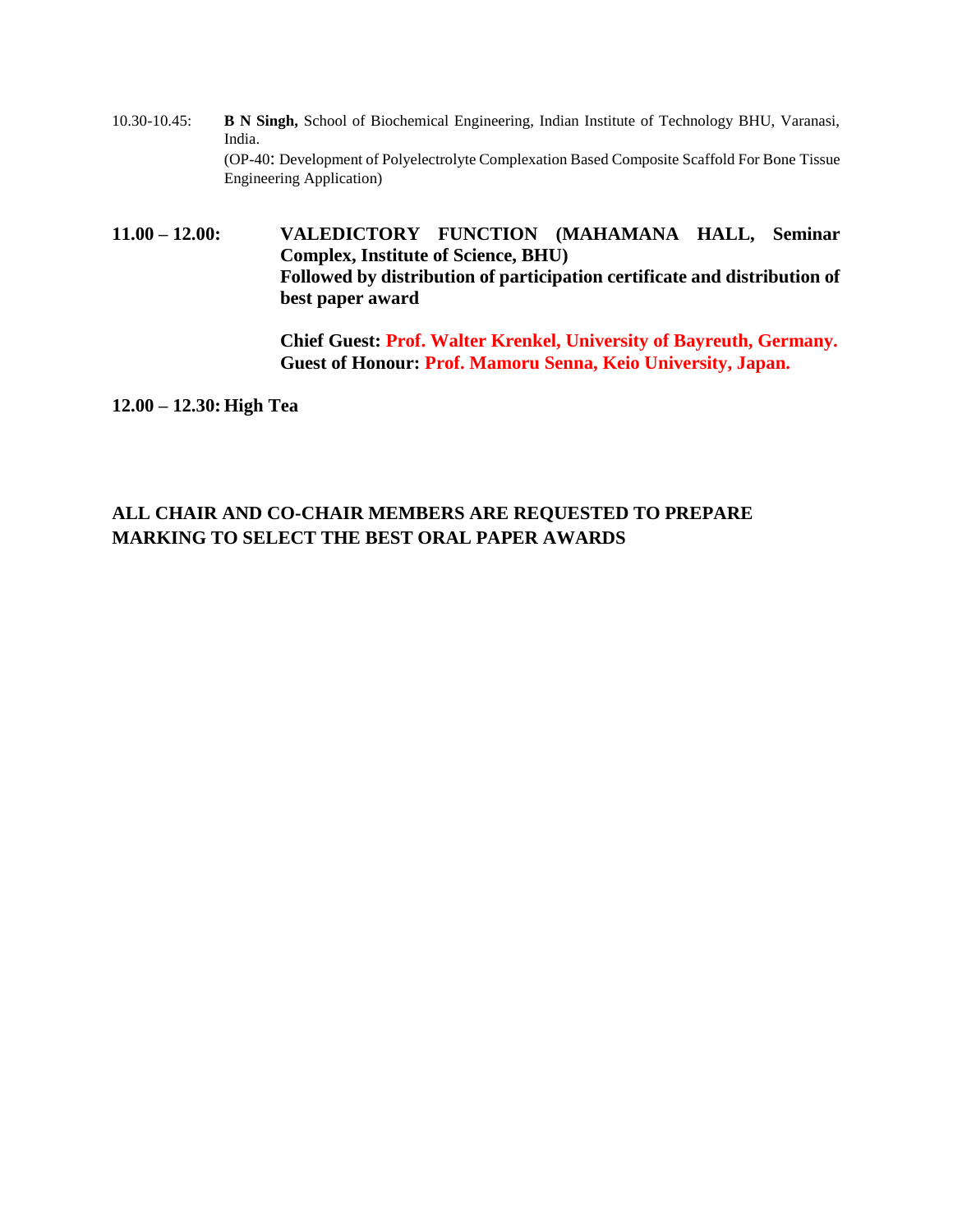10.30-10.45: **B N Singh,** School of Biochemical Engineering, Indian Institute of Technology BHU, Varanasi, India.
(OP-40: Development of Polyelectrolyte Complexation Based Composite Scaffold For Bone Tissue Engineering Application)

**11.00 – 12.00: VALEDICTORY FUNCTION (MAHAMANA HALL, Seminar Complex, Institute of Science, BHU)**
**Followed by distribution of participation certificate and distribution of best paper award**

**Chief Guest: Prof. Walter Krenkel, University of Bayreuth, Germany.**
**Guest of Honour: Prof. Mamoru Senna, Keio University, Japan.**

**12.00 – 12.30: High Tea**

**ALL CHAIR AND CO-CHAIR MEMBERS ARE REQUESTED TO PREPARE MARKING TO SELECT THE BEST ORAL PAPER AWARDS**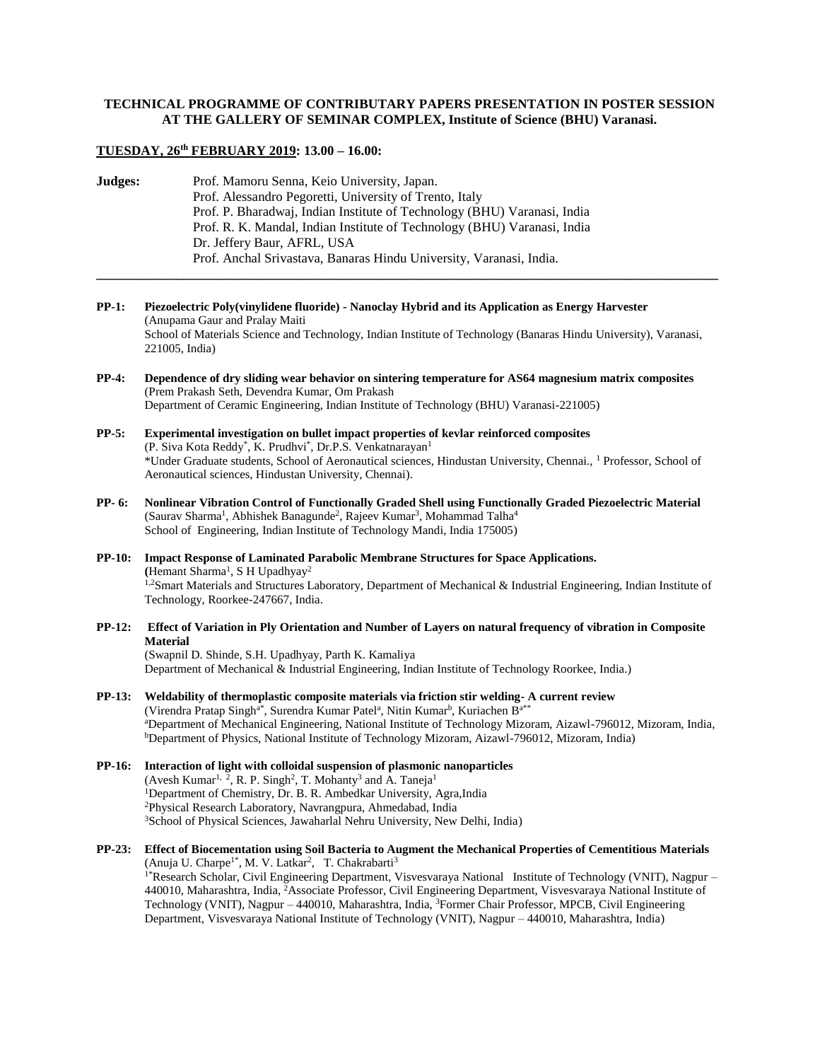**TECHNICAL PROGRAMME OF CONTRIBUTARY PAPERS PRESENTATION IN POSTER SESSION AT THE GALLERY OF SEMINAR COMPLEX, Institute of Science (BHU) Varanasi.**

**TUESDAY, 26th FEBRUARY 2019: 13.00 – 16.00:**

**Judges:**
Prof. Mamoru Senna, Keio University, Japan.
Prof. Alessandro Pegoretti, University of Trento, Italy
Prof. P. Bharadwaj, Indian Institute of Technology (BHU) Varanasi, India
Prof. R. K. Mandal, Indian Institute of Technology (BHU) Varanasi, India
Dr. Jeffery Baur, AFRL, USA
Prof. Anchal Srivastava, Banaras Hindu University, Varanasi, India.

---

**PP-1: Piezoelectric Poly(vinylidene fluoride) - Nanoclay Hybrid and its Application as Energy Harvester**
(Anupama Gaur and Pralay Maiti
School of Materials Science and Technology, Indian Institute of Technology (Banaras Hindu University), Varanasi, 221005, India)

**PP-4: Dependence of dry sliding wear behavior on sintering temperature for AS64 magnesium matrix composites**
(Prem Prakash Seth, Devendra Kumar, Om Prakash
Department of Ceramic Engineering, Indian Institute of Technology (BHU) Varanasi-221005)

**PP-5: Experimental investigation on bullet impact properties of kevlar reinforced composites**
(P. Siva Kota Reddy*, K. Prudhvi*, Dr.P.S. Venkatnarayan[1]
*Under Graduate students, School of Aeronautical sciences, Hindustan University, Chennai., [1] Professor, School of Aeronautical sciences, Hindustan University, Chennai).

**PP- 6: Nonlinear Vibration Control of Functionally Graded Shell using Functionally Graded Piezoelectric Material**
(Saurav Sharma[1], Abhishek Banagunde[2], Rajeev Kumar[3], Mohammad Talha[4]
School of Engineering, Indian Institute of Technology Mandi, India 175005)

**PP-10: Impact Response of Laminated Parabolic Membrane Structures for Space Applications.**
(Hemant Sharma[1], S H Upadhyay[2]
[1,2]Smart Materials and Structures Laboratory, Department of Mechanical & Industrial Engineering, Indian Institute of Technology, Roorkee-247667, India.

**PP-12: Effect of Variation in Ply Orientation and Number of Layers on natural frequency of vibration in Composite Material**
(Swapnil D. Shinde, S.H. Upadhyay, Parth K. Kamaliya
Department of Mechanical & Industrial Engineering, Indian Institute of Technology Roorkee, India.)

**PP-13: Weldability of thermoplastic composite materials via friction stir welding- A current review**
(Virendra Pratap Singh[a*], Surendra Kumar Patel[a], Nitin Kumar[b], Kuriachen B[a**]
[a]Department of Mechanical Engineering, National Institute of Technology Mizoram, Aizawl-796012, Mizoram, India, [b]Department of Physics, National Institute of Technology Mizoram, Aizawl-796012, Mizoram, India)

**PP-16: Interaction of light with colloidal suspension of plasmonic nanoparticles**
(Avesh Kumar[1, 2], R. P. Singh[2], T. Mohanty[3] and A. Taneja[1]
[1]Department of Chemistry, Dr. B. R. Ambedkar University, Agra,India
[2]Physical Research Laboratory, Navrangpura, Ahmedabad, India
[3]School of Physical Sciences, Jawaharlal Nehru University, New Delhi, India)

**PP-23: Effect of Biocementation using Soil Bacteria to Augment the Mechanical Properties of Cementitious Materials**
(Anuja U. Charpe[1*], M. V. Latkar[2], T. Chakrabarti[3]
[1*]Research Scholar, Civil Engineering Department, Visvesvaraya National Institute of Technology (VNIT), Nagpur – 440010, Maharashtra, India, [2]Associate Professor, Civil Engineering Department, Visvesvaraya National Institute of Technology (VNIT), Nagpur – 440010, Maharashtra, India, [3]Former Chair Professor, MPCB, Civil Engineering Department, Visvesvaraya National Institute of Technology (VNIT), Nagpur – 440010, Maharashtra, India)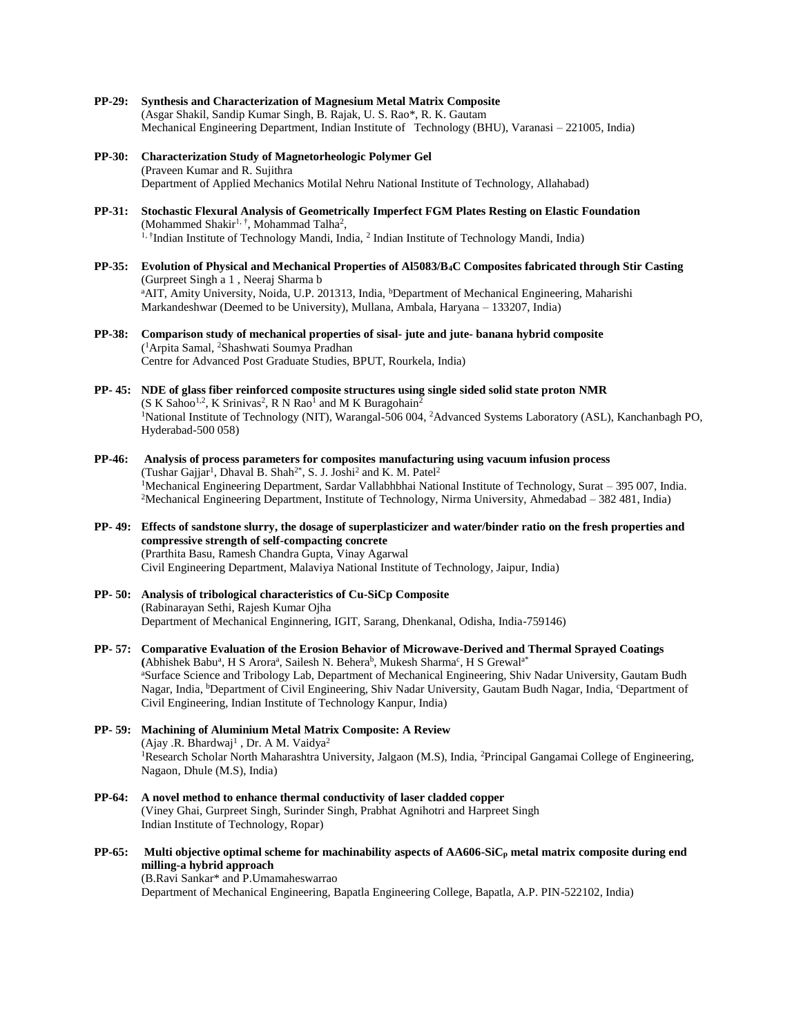**PP-29: Synthesis and Characterization of Magnesium Metal Matrix Composite**
(Asgar Shakil, Sandip Kumar Singh, B. Rajak, U. S. Rao*, R. K. Gautam
Mechanical Engineering Department, Indian Institute of Technology (BHU), Varanasi – 221005, India)

**PP-30: Characterization Study of Magnetorheologic Polymer Gel**
(Praveen Kumar and R. Sujithra
Department of Applied Mechanics Motilal Nehru National Institute of Technology, Allahabad)

**PP-31: Stochastic Flexural Analysis of Geometrically Imperfect FGM Plates Resting on Elastic Foundation**
(Mohammed Shakir[1, †], Mohammad Talha[2],
[1, †]Indian Institute of Technology Mandi, India, [2] Indian Institute of Technology Mandi, India)

**PP-35: Evolution of Physical and Mechanical Properties of Al5083/$B_4C$ Composites fabricated through Stir Casting**
(Gurpreet Singh a 1 , Neeraj Sharma b
[a]AIT, Amity University, Noida, U.P. 201313, India, [b]Department of Mechanical Engineering, Maharishi Markandeshwar (Deemed to be University), Mullana, Ambala, Haryana – 133207, India)

**PP-38: Comparison study of mechanical properties of sisal- jute and jute- banana hybrid composite**
([1]Arpita Samal, [2]Shashwati Soumya Pradhan
Centre for Advanced Post Graduate Studies, BPUT, Rourkela, India)

**PP- 45: NDE of glass fiber reinforced composite structures using single sided solid state proton NMR**
(S K Sahoo[1,2], K Srinivas[2], R N Rao[1] and M K Buragohain[2]
[1]National Institute of Technology (NIT), Warangal-506 004, [2]Advanced Systems Laboratory (ASL), Kanchanbagh PO, Hyderabad-500 058)

**PP-46: Analysis of process parameters for composites manufacturing using vacuum infusion process**
(Tushar Gajjar[1], Dhaval B. Shah[2*], S. J. Joshi[2] and K. M. Patel[2]
[1]Mechanical Engineering Department, Sardar Vallabhbhai National Institute of Technology, Surat – 395 007, India.
[2]Mechanical Engineering Department, Institute of Technology, Nirma University, Ahmedabad – 382 481, India)

**PP- 49: Effects of sandstone slurry, the dosage of superplasticizer and water/binder ratio on the fresh properties and compressive strength of self-compacting concrete**
(Prarthita Basu, Ramesh Chandra Gupta, Vinay Agarwal
Civil Engineering Department, Malaviya National Institute of Technology, Jaipur, India)

**PP- 50: Analysis of tribological characteristics of Cu-SiCp Composite**
(Rabinarayan Sethi, Rajesh Kumar Ojha
Department of Mechanical Enginnering, IGIT, Sarang, Dhenkanal, Odisha, India-759146)

**PP- 57: Comparative Evaluation of the Erosion Behavior of Microwave-Derived and Thermal Sprayed Coatings**
(Abhishek Babu[a], H S Arora[a], Sailesh N. Behera[b], Mukesh Sharma[c], H S Grewal[a*]
[a]Surface Science and Tribology Lab, Department of Mechanical Engineering, Shiv Nadar University, Gautam Budh Nagar, India, [b]Department of Civil Engineering, Shiv Nadar University, Gautam Budh Nagar, India, [c]Department of Civil Engineering, Indian Institute of Technology Kanpur, India)

**PP- 59: Machining of Aluminium Metal Matrix Composite: A Review**
(Ajay .R. Bhardwaj[1] , Dr. A M. Vaidya[2]
[1]Research Scholar North Maharashtra University, Jalgaon (M.S), India, [2]Principal Gangamai College of Engineering, Nagaon, Dhule (M.S), India)

**PP-64: A novel method to enhance thermal conductivity of laser cladded copper**
(Viney Ghai, Gurpreet Singh, Surinder Singh, Prabhat Agnihotri and Harpreet Singh
Indian Institute of Technology, Ropar)

**PP-65: Multi objective optimal scheme for machinability aspects of AA606-$SiC_p$ metal matrix composite during end milling-a hybrid approach**
(B.Ravi Sankar* and P.Umamaheswarrao
Department of Mechanical Engineering, Bapatla Engineering College, Bapatla, A.P. PIN-522102, India)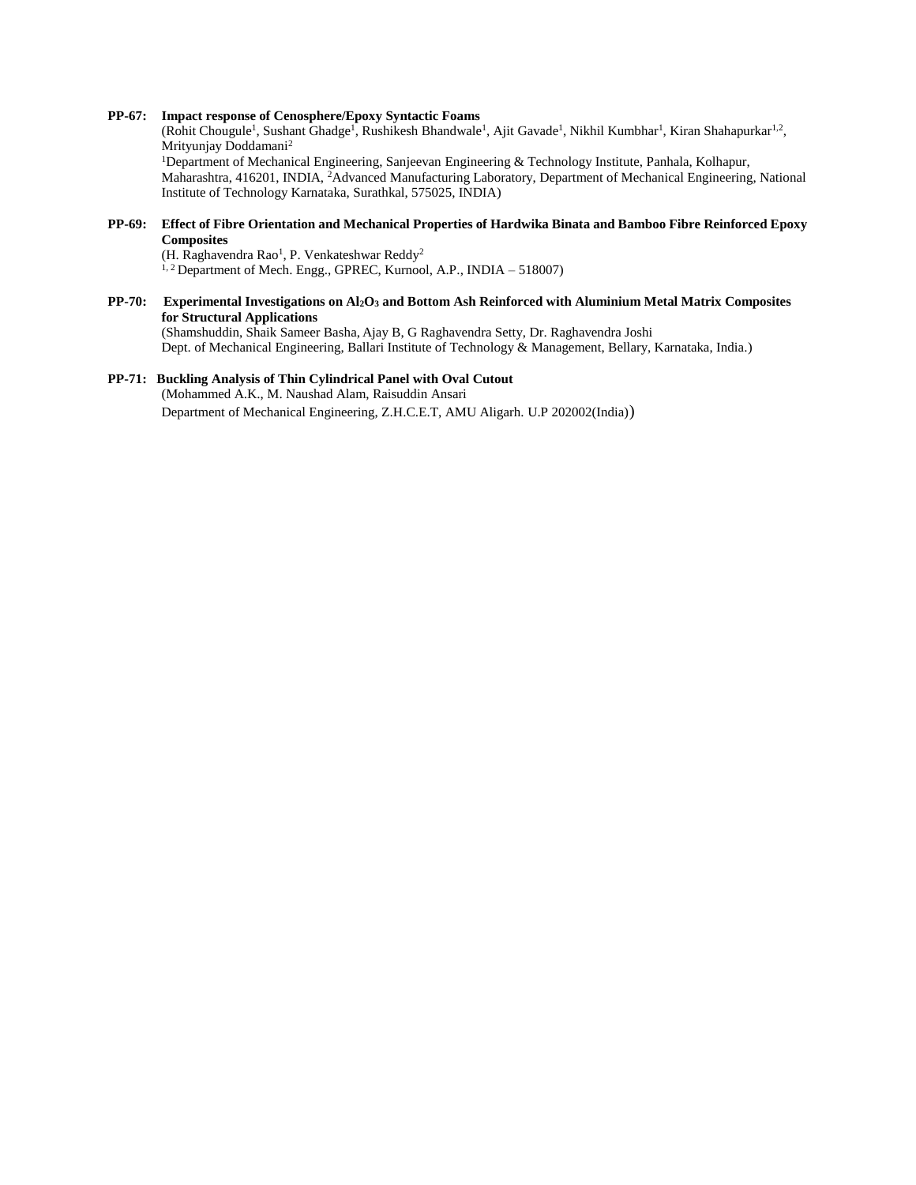**PP-67: Impact response of Cenosphere/Epoxy Syntactic Foams**
(Rohit Chougule[1], Sushant Ghadge[1], Rushikesh Bhandwale[1], Ajit Gavade[1], Nikhil Kumbhar[1], Kiran Shahapurkar[1,2], Mrityunjay Doddamani[2]
[1]Department of Mechanical Engineering, Sanjeevan Engineering & Technology Institute, Panhala, Kolhapur, Maharashtra, 416201, INDIA, [2]Advanced Manufacturing Laboratory, Department of Mechanical Engineering, National Institute of Technology Karnataka, Surathkal, 575025, INDIA)

**PP-69: Effect of Fibre Orientation and Mechanical Properties of Hardwika Binata and Bamboo Fibre Reinforced Epoxy Composites**
(H. Raghavendra Rao[1], P. Venkateshwar Reddy[2]
[1, 2] Department of Mech. Engg., GPREC, Kurnool, A.P., INDIA – 518007)

**PP-70: Experimental Investigations on $Al_2O_3$ and Bottom Ash Reinforced with Aluminium Metal Matrix Composites for Structural Applications**
(Shamshuddin, Shaik Sameer Basha, Ajay B, G Raghavendra Setty, Dr. Raghavendra Joshi
Dept. of Mechanical Engineering, Ballari Institute of Technology & Management, Bellary, Karnataka, India.)

**PP-71: Buckling Analysis of Thin Cylindrical Panel with Oval Cutout**
(Mohammed A.K., M. Naushad Alam, Raisuddin Ansari
Department of Mechanical Engineering, Z.H.C.E.T, AMU Aligarh. U.P 202002(India))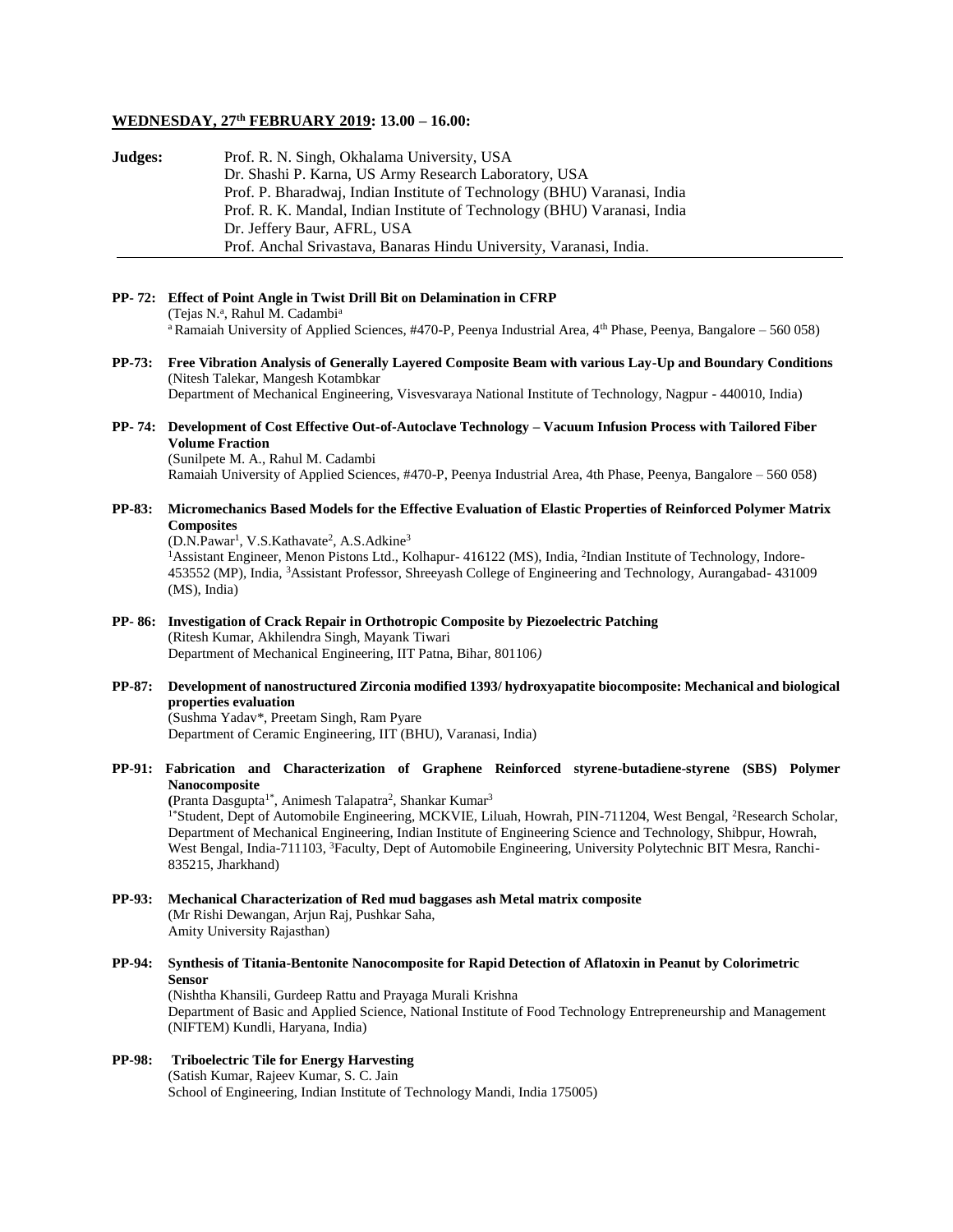**WEDNESDAY, 27th FEBRUARY 2019: 13.00 – 16.00:**

**Judges:**
Prof. R. N. Singh, Okhalama University, USA
Dr. Shashi P. Karna, US Army Research Laboratory, USA
Prof. P. Bharadwaj, Indian Institute of Technology (BHU) Varanasi, India
Prof. R. K. Mandal, Indian Institute of Technology (BHU) Varanasi, India
Dr. Jeffery Baur, AFRL, USA
Prof. Anchal Srivastava, Banaras Hindu University, Varanasi, India.

---

**PP- 72: Effect of Point Angle in Twist Drill Bit on Delamination in CFRP**
(Tejas N.[a], Rahul M. Cadambi[a]
[a] Ramaiah University of Applied Sciences, #470-P, Peenya Industrial Area, 4th Phase, Peenya, Bangalore – 560 058)

**PP-73: Free Vibration Analysis of Generally Layered Composite Beam with various Lay-Up and Boundary Conditions**
(Nitesh Talekar, Mangesh Kotambkar
Department of Mechanical Engineering, Visvesvaraya National Institute of Technology, Nagpur - 440010, India)

**PP- 74: Development of Cost Effective Out-of-Autoclave Technology – Vacuum Infusion Process with Tailored Fiber Volume Fraction**
(Sunilpete M. A., Rahul M. Cadambi
Ramaiah University of Applied Sciences, #470-P, Peenya Industrial Area, 4th Phase, Peenya, Bangalore – 560 058)

**PP-83: Micromechanics Based Models for the Effective Evaluation of Elastic Properties of Reinforced Polymer Matrix Composites**
(D.N.Pawar[1], V.S.Kathavate[2], A.S.Adkine[3]
[1]Assistant Engineer, Menon Pistons Ltd., Kolhapur- 416122 (MS), India, [2]Indian Institute of Technology, Indore-453552 (MP), India, [3]Assistant Professor, Shreeyash College of Engineering and Technology, Aurangabad- 431009 (MS), India)

**PP- 86: Investigation of Crack Repair in Orthotropic Composite by Piezoelectric Patching**
(Ritesh Kumar, Akhilendra Singh, Mayank Tiwari
Department of Mechanical Engineering, IIT Patna, Bihar, 801106*)*

**PP-87: Development of nanostructured Zirconia modified 1393/ hydroxyapatite biocomposite: Mechanical and biological properties evaluation**
(Sushma Yadav*, Preetam Singh, Ram Pyare
Department of Ceramic Engineering, IIT (BHU), Varanasi, India)

**PP-91: Fabrication and Characterization of Graphene Reinforced styrene-butadiene-styrene (SBS) Polymer Nanocomposite**
**(**Pranta Dasgupta[1*], Animesh Talapatra[2], Shankar Kumar[3]
[1*]Student, Dept of Automobile Engineering, MCKVIE, Liluah, Howrah, PIN-711204, West Bengal, [2]Research Scholar, Department of Mechanical Engineering, Indian Institute of Engineering Science and Technology, Shibpur, Howrah, West Bengal, India-711103, [3]Faculty, Dept of Automobile Engineering, University Polytechnic BIT Mesra, Ranchi-835215, Jharkhand)

**PP-93: Mechanical Characterization of Red mud baggases ash Metal matrix composite**
(Mr Rishi Dewangan, Arjun Raj, Pushkar Saha,
Amity University Rajasthan)

**PP-94: Synthesis of Titania-Bentonite Nanocomposite for Rapid Detection of Aflatoxin in Peanut by Colorimetric Sensor**
(Nishtha Khansili, Gurdeep Rattu and Prayaga Murali Krishna
Department of Basic and Applied Science, National Institute of Food Technology Entrepreneurship and Management (NIFTEM) Kundli, Haryana, India)

**PP-98: Triboelectric Tile for Energy Harvesting**
(Satish Kumar, Rajeev Kumar, S. C. Jain
School of Engineering, Indian Institute of Technology Mandi, India 175005)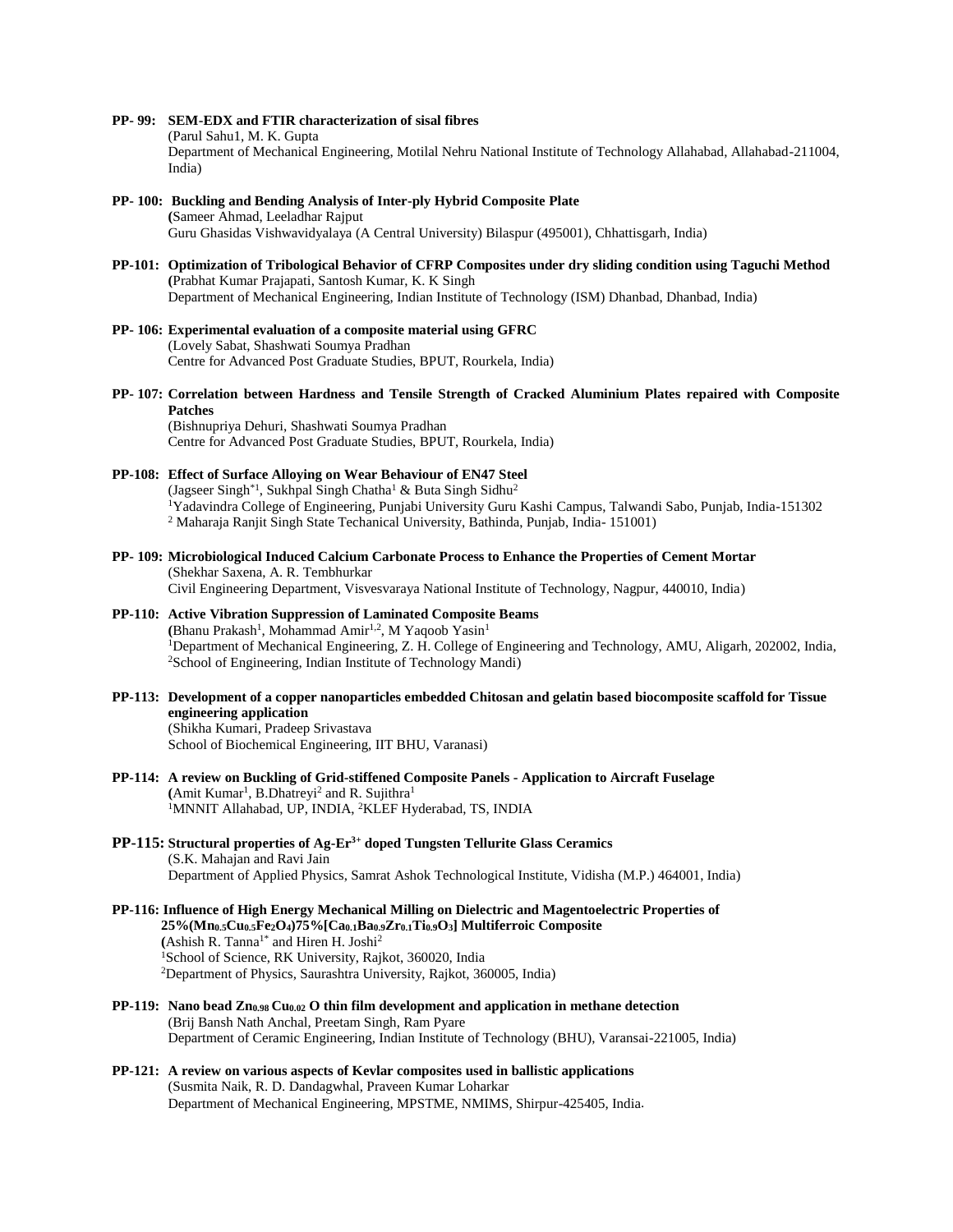**PP- 99: SEM-EDX and FTIR characterization of sisal fibres**
(Parul Sahu1, M. K. Gupta
Department of Mechanical Engineering, Motilal Nehru National Institute of Technology Allahabad, Allahabad-211004, India)

**PP- 100: Buckling and Bending Analysis of Inter-ply Hybrid Composite Plate**
(Sameer Ahmad, Leeladhar Rajput
Guru Ghasidas Vishwavidyalaya (A Central University) Bilaspur (495001), Chhattisgarh, India)

**PP-101: Optimization of Tribological Behavior of CFRP Composites under dry sliding condition using Taguchi Method**
(Prabhat Kumar Prajapati, Santosh Kumar, K. K Singh
Department of Mechanical Engineering, Indian Institute of Technology (ISM) Dhanbad, Dhanbad, India)

**PP- 106: Experimental evaluation of a composite material using GFRC**
(Lovely Sabat, Shashwati Soumya Pradhan
Centre for Advanced Post Graduate Studies, BPUT, Rourkela, India)

**PP- 107: Correlation between Hardness and Tensile Strength of Cracked Aluminium Plates repaired with Composite Patches**
(Bishnupriya Dehuri, Shashwati Soumya Pradhan
Centre for Advanced Post Graduate Studies, BPUT, Rourkela, India)

**PP-108: Effect of Surface Alloying on Wear Behaviour of EN47 Steel**
(Jagseer Singh*[1], Sukhpal Singh Chatha[1] & Buta Singh Sidhu[2]
[1]Yadavindra College of Engineering, Punjabi University Guru Kashi Campus, Talwandi Sabo, Punjab, India-151302
[2] Maharaja Ranjit Singh State Techanical University, Bathinda, Punjab, India- 151001)

**PP- 109: Microbiological Induced Calcium Carbonate Process to Enhance the Properties of Cement Mortar**
(Shekhar Saxena, A. R. Tembhurkar
Civil Engineering Department, Visvesvaraya National Institute of Technology, Nagpur, 440010, India)

**PP-110: Active Vibration Suppression of Laminated Composite Beams**
(Bhanu Prakash[1], Mohammad Amir[1,2], M Yaqoob Yasin[1]
[1]Department of Mechanical Engineering, Z. H. College of Engineering and Technology, AMU, Aligarh, 202002, India,
[2]School of Engineering, Indian Institute of Technology Mandi)

**PP-113: Development of a copper nanoparticles embedded Chitosan and gelatin based biocomposite scaffold for Tissue engineering application**
(Shikha Kumari, Pradeep Srivastava
School of Biochemical Engineering, IIT BHU, Varanasi)

**PP-114: A review on Buckling of Grid-stiffened Composite Panels - Application to Aircraft Fuselage**
(Amit Kumar[1], B.Dhatreyi[2] and R. Sujithra[1]
[1]MNNIT Allahabad, UP, INDIA, [2]KLEF Hyderabad, TS, INDIA

**PP-115: Structural properties of Ag-$Er^{3+}$ doped Tungsten Tellurite Glass Ceramics**
(S.K. Mahajan and Ravi Jain
Department of Applied Physics, Samrat Ashok Technological Institute, Vidisha (M.P.) 464001, India)

**PP-116: Influence of High Energy Mechanical Milling on Dielectric and Magentoelectric Properties of 25%($Mn_{0.5}Cu_{0.5}Fe_2O_4$)75%[$Ca_{0.1}Ba_{0.9}Zr_{0.1}Ti_{0.9}O_3$] Multiferroic Composite**
(Ashish R. Tanna[1*] and Hiren H. Joshi[2]
[1]School of Science, RK University, Rajkot, 360020, India
[2]Department of Physics, Saurashtra University, Rajkot, 360005, India)

**PP-119: Nano bead $Zn_{0.98}Cu_{0.02}O$ thin film development and application in methane detection**
(Brij Bansh Nath Anchal, Preetam Singh, Ram Pyare
Department of Ceramic Engineering, Indian Institute of Technology (BHU), Varansai-221005, India)

**PP-121: A review on various aspects of Kevlar composites used in ballistic applications**
(Susmita Naik, R. D. Dandagwhal, Praveen Kumar Loharkar
Department of Mechanical Engineering, MPSTME, NMIMS, Shirpur-425405, India.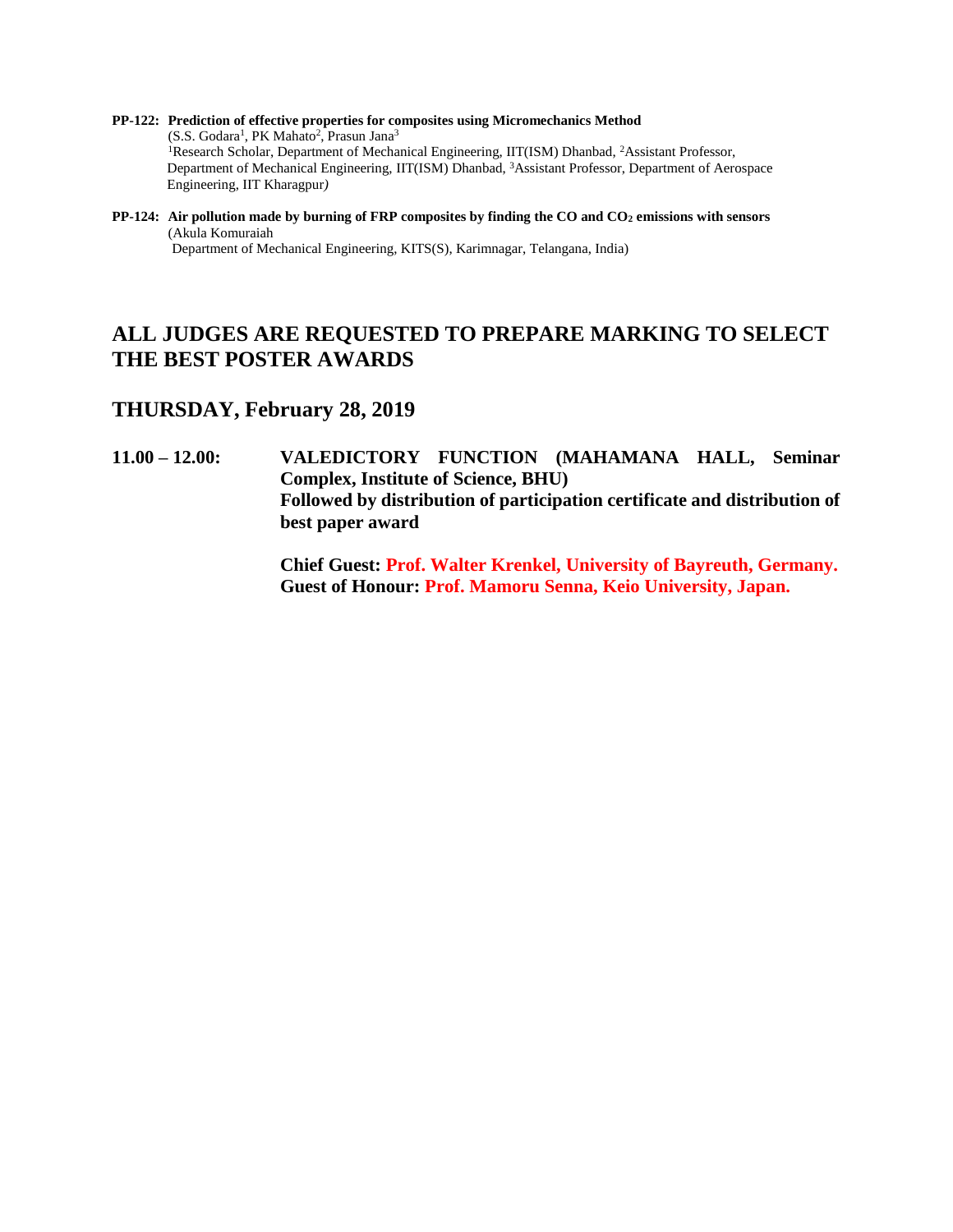**PP-122: Prediction of effective properties for composites using Micromechanics Method**
(S.S. Godara[1], PK Mahato[2], Prasun Jana[3]
[1]Research Scholar, Department of Mechanical Engineering, IIT(ISM) Dhanbad, [2]Assistant Professor, Department of Mechanical Engineering, IIT(ISM) Dhanbad, [3]Assistant Professor, Department of Aerospace Engineering, IIT Kharagpur)

**PP-124: Air pollution made by burning of FRP composites by finding the CO and $CO_2$ emissions with sensors**
(Akula Komuraiah
Department of Mechanical Engineering, KITS(S), Karimnagar, Telangana, India)

## ALL JUDGES ARE REQUESTED TO PREPARE MARKING TO SELECT THE BEST POSTER AWARDS

## THURSDAY, February 28, 2019

**11.00 – 12.00:** **VALEDICTORY FUNCTION (MAHAMANA HALL, Seminar Complex, Institute of Science, BHU)**
**Followed by distribution of participation certificate and distribution of best paper award**

**Chief Guest: Prof. Walter Krenkel, University of Bayreuth, Germany.**
**Guest of Honour: Prof. Mamoru Senna, Keio University, Japan.**